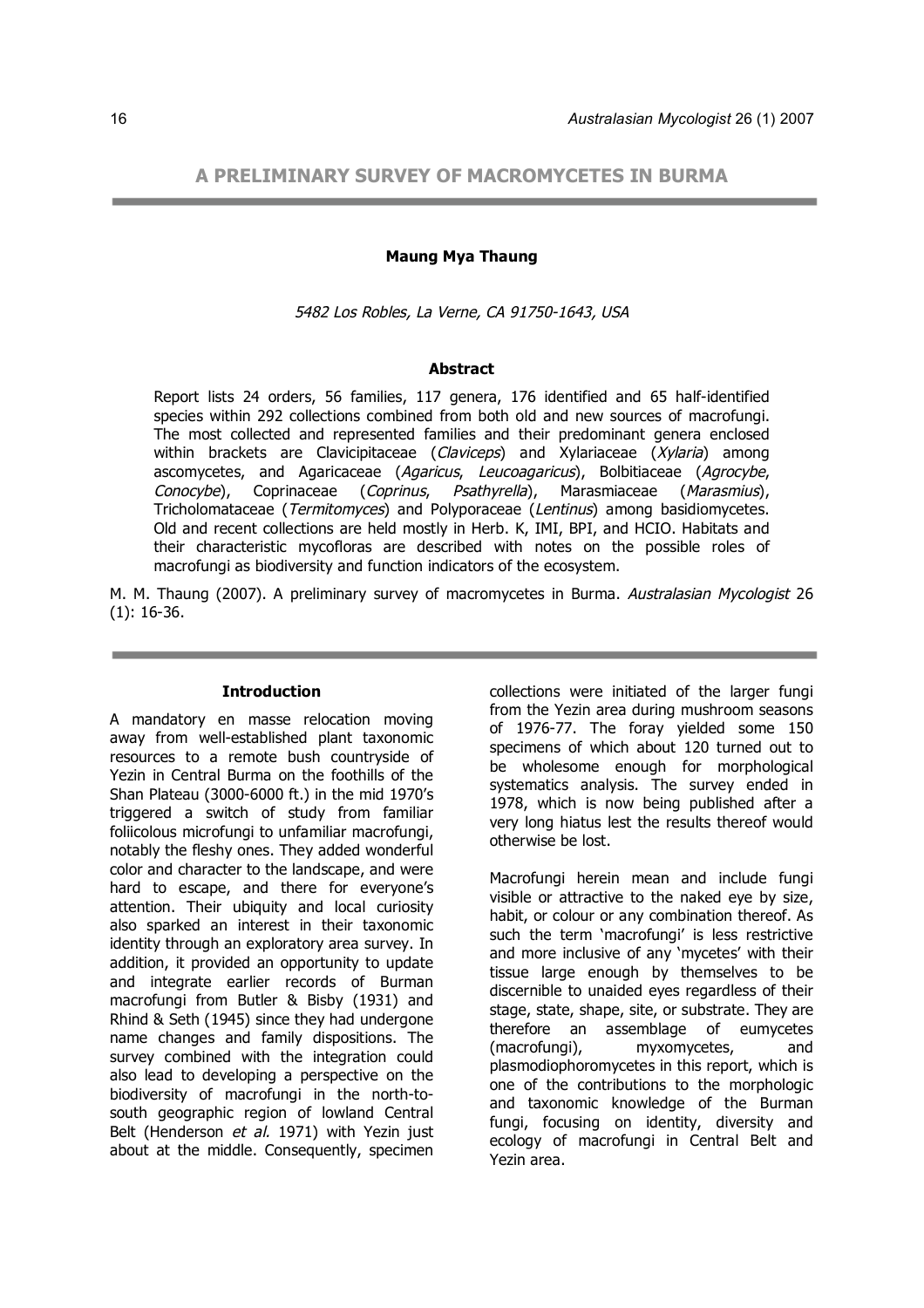# A PRELIMINARY SURVEY OF MACROMYCETES IN BURMA

**Maung Mya Thaung**

*5482 Los Robles, La Verne, CA 91750-1643, USA*

### Abstract

Report lists 24 orders, 56 families, 117 genera, 176 identified and 65 half-identified species within 292 collections combined from both old and new sources of macrofungi. The most collected and represented families and their predominant genera enclosed within brackets are Clavicipitaceae (*Claviceps*) and Xylariaceae (*Xylaria*) among ascomycetes, and Agaricaceae (*Agaricus*, *Leucoagaricus*), Bolbitiaceae (*Agrocybe*, *Conocybe*), Coprinaceae (*Coprinus*, *Psathyrella*), Marasmiaceae (*Marasmius*), Tricholomataceae (*Termitomyces*) and Polyporaceae (*Lentinus*) among basidiomycetes. Old and recent collections are held mostly in Herb. K, IMI, BPI, and HCIO. Habitats and their characteristic mycofloras are described with notes on the possible roles of macrofungi as biodiversity and function indicators of the ecosystem.

M. M. Thaung (2007). A preliminary survey of macromycetes in Burma. *Australasian Mycologist* 26 (1): 16-36.

### Introduction

A mandatory en masse relocation moving away from well-established plant taxonomic resources to a remote bush countryside of Yezin in Central Burma on the foothills of the Shan Plateau (3000-6000 ft.) in the mid 1970's triggered a switch of study from familiar foliicolous microfungi to unfamiliar macrofungi, notably the fleshy ones. They added wonderful color and character to the landscape, and were hard to escape, and there for everyone's attention. Their ubiquity and local curiosity also sparked an interest in their taxonomic identity through an exploratory area survey. In addition, it provided an opportunity to update and integrate earlier records of Burman macrofungi from Butler & Bisby (1931) and Rhind & Seth (1945) since they had undergone name changes and family dispositions. The survey combined with the integration could also lead to developing a perspective on the biodiversity of macrofungi in the north-to-south geographic region of lowland Central Belt (Henderson *et al.* 1971) with Yezin just about at the middle. Consequently, specimen collections were initiated of the larger fungi from the Yezin area during mushroom seasons of 1976-77. The foray yielded some 150 specimens of which about 120 turned out to be wholesome enough for morphological systematics analysis. The survey ended in 1978, which is now being published after a very long hiatus lest the results thereof would otherwise be lost.

Macrofungi herein mean and include fungi visible or attractive to the naked eye by size, habit, or colour or any combination thereof. As such the term 'macrofungi' is less restrictive and more inclusive of any 'mycetes' with their tissue large enough by themselves to be discernible to unaided eyes regardless of their stage, state, shape, site, or substrate. They are therefore an assemblage of eumycetes (macrofungi), myxomycetes, and plasmodiophoromycetes in this report, which is one of the contributions to the morphologic and taxonomic knowledge of the Burman fungi, focusing on identity, diversity and ecology of macrofungi in Central Belt and Yezin area.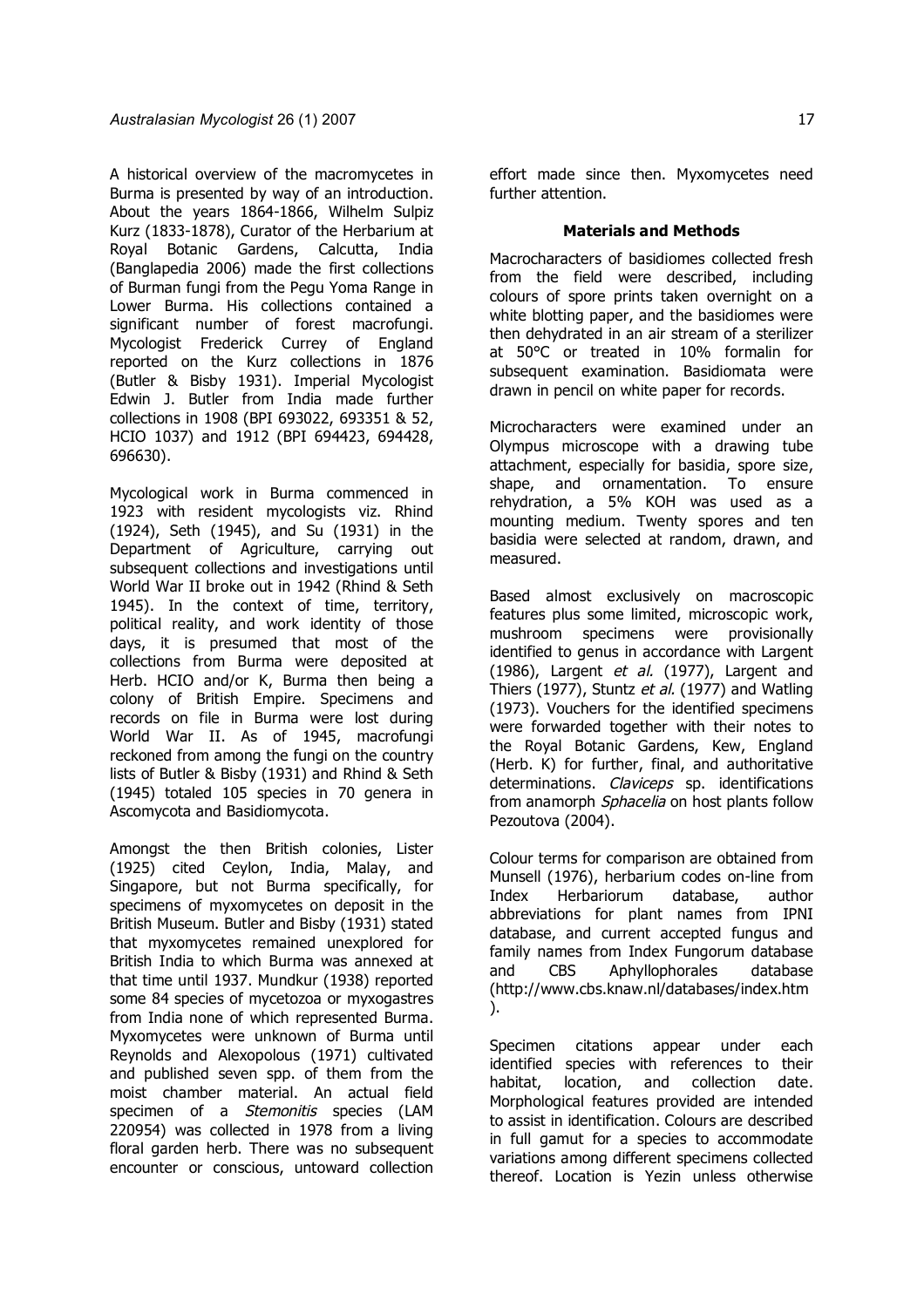A historical overview of the macromycetes in Burma is presented by way of an introduction. About the years 1864-1866, Wilhelm Sulpiz Kurz (1833-1878), Curator of the Herbarium at Royal Botanic Gardens, Calcutta, India (Banglapedia 2006) made the first collections of Burman fungi from the Pegu Yoma Range in Lower Burma. His collections contained a significant number of forest macrofungi. Mycologist Frederick Currey of England reported on the Kurz collections in 1876 (Butler & Bisby 1931). Imperial Mycologist Edwin J. Butler from India made further collections in 1908 (BPI 693022, 693351 & 52, HCIO 1037) and 1912 (BPI 694423, 694428, 696630).

Mycological work in Burma commenced in 1923 with resident mycologists viz. Rhind (1924), Seth (1945), and Su (1931) in the Department of Agriculture, carrying out subsequent collections and investigations until World War II broke out in 1942 (Rhind & Seth 1945). In the context of time, territory, political reality, and work identity of those days, it is presumed that most of the collections from Burma were deposited at Herb. HCIO and/or K, Burma then being a colony of British Empire. Specimens and records on file in Burma were lost during World War II. As of 1945, macrofungi reckoned from among the fungi on the country lists of Butler & Bisby (1931) and Rhind & Seth (1945) totaled 105 species in 70 genera in Ascomycota and Basidiomycota.

Amongst the then British colonies, Lister (1925) cited Ceylon, India, Malay, and Singapore, but not Burma specifically, for specimens of myxomycetes on deposit in the British Museum. Butler and Bisby (1931) stated that myxomycetes remained unexplored for British India to which Burma was annexed at that time until 1937. Mundkur (1938) reported some 84 species of mycetozoa or myxogastres from India none of which represented Burma. Myxomycetes were unknown of Burma until Reynolds and Alexopolous (1971) cultivated and published seven spp. of them from the moist chamber material. An actual field specimen of a *Stemonitis* species (LAM 220954) was collected in 1978 from a living floral garden herb. There was no subsequent encounter or conscious, untoward collection effort made since then. Myxomycetes need further attention.

## Materials and Methods

Macrocharacters of basidiomes collected fresh from the field were described, including colours of spore prints taken overnight on a white blotting paper, and the basidiomes were then dehydrated in an air stream of a sterilizer at 50°C or treated in 10% formalin for subsequent examination. Basidiomata were drawn in pencil on white paper for records.

Microcharacters were examined under an Olympus microscope with a drawing tube attachment, especially for basidia, spore size, shape, and ornamentation. To ensure rehydration, a 5% KOH was used as a mounting medium. Twenty spores and ten basidia were selected at random, drawn, and measured.

Based almost exclusively on macroscopic features plus some limited, microscopic work, mushroom specimens were provisionally identified to genus in accordance with Largent (1986), Largent *et al.* (1977), Largent and Thiers (1977), Stuntz *et al.* (1977) and Watling (1973). Vouchers for the identified specimens were forwarded together with their notes to the Royal Botanic Gardens, Kew, England (Herb. K) for further, final, and authoritative determinations. *Claviceps* sp. identifications from anamorph *Sphacelia* on host plants follow Pezoutova (2004).

Colour terms for comparison are obtained from Munsell (1976), herbarium codes on-line from Index Herbariorum database, author abbreviations for plant names from IPNI database, and current accepted fungus and family names from Index Fungorum database and CBS Aphyllophorales database (http://www.cbs.knaw.nl/databases/index.htm).

Specimen citations appear under each identified species with references to their habitat, location, and collection date. Morphological features provided are intended to assist in identification. Colours are described in full gamut for a species to accommodate variations among different specimens collected thereof. Location is Yezin unless otherwise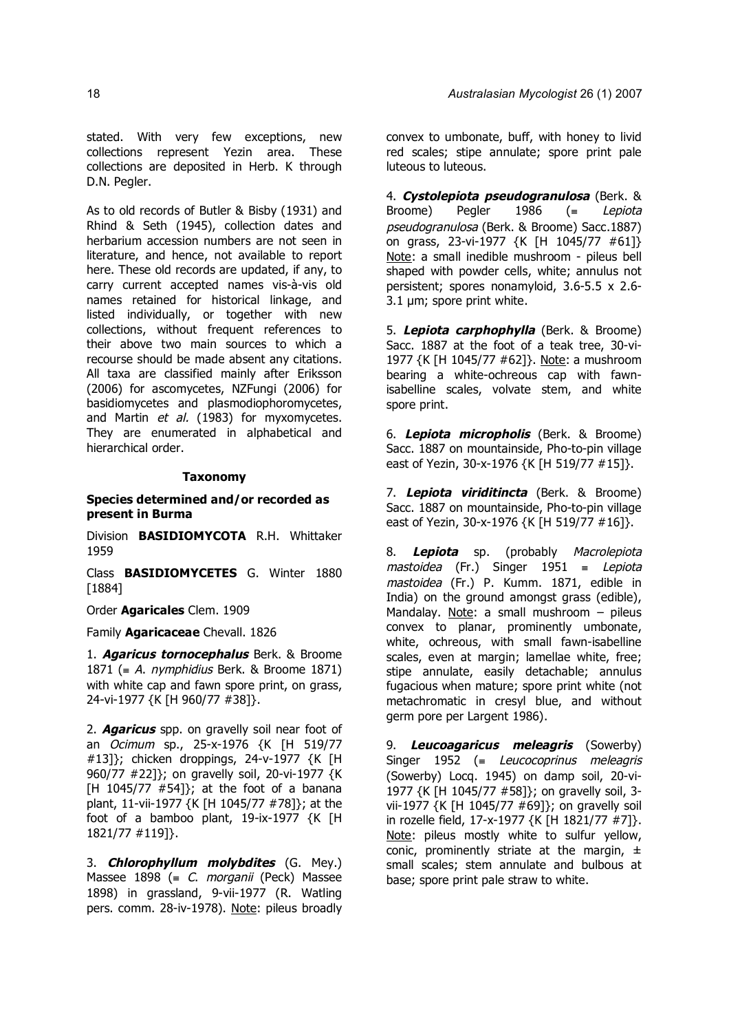stated. With very few exceptions, new collections represent Yezin area. These collections are deposited in Herb. K through D.N. Pegler.

As to old records of Butler & Bisby (1931) and Rhind & Seth (1945), collection dates and herbarium accession numbers are not seen in literature, and hence, not available to report here. These old records are updated, if any, to carry current accepted names vis-à-vis old names retained for historical linkage, and listed individually, or together with new collections, without frequent references to their above two main sources to which a recourse should be made absent any citations. All taxa are classified mainly after Eriksson (2006) for ascomycetes, NZFungi (2006) for basidiomycetes and plasmodiophoromycetes, and Martin *et al.* (1983) for myxomycetes. They are enumerated in alphabetical and hierarchical order.

## Taxonomy

### Species determined and/or recorded as present in Burma

Division **BASIDIOMYCOTA** R.H. Whittaker 1959

Class **BASIDIOMYCETES** G. Winter 1880 [1884]

Order **Agaricales** Clem. 1909

Family **Agaricaceae** Chevall. 1826

1. ***Agaricus tornocephalus*** Berk. & Broome 1871 (≡ *A. nymphidius* Berk. & Broome 1871) with white cap and fawn spore print, on grass, 24-vi-1977 {K [H 960/77 #38]}.

2. ***Agaricus*** spp. on gravelly soil near foot of an *Ocimum* sp., 25-x-1976 {K [H 519/77 #13]}; chicken droppings, 24-v-1977 {K [H 960/77 #22]}; on gravelly soil, 20-vi-1977 {K [H 1045/77 #54]}; at the foot of a banana plant, 11-vii-1977 {K [H 1045/77 #78]}; at the foot of a bamboo plant, 19-ix-1977 {K [H 1821/77 #119]}.

3. ***Chlorophyllum molybdites*** (G. Mey.) Massee 1898 (≡ *C. morganii* (Peck) Massee 1898) in grassland, 9-vii-1977 (R. Watling pers. comm. 28-iv-1978). Note: pileus broadly convex to umbonate, buff, with honey to livid red scales; stipe annulate; spore print pale luteous to luteous.

4. ***Cystolepiota pseudogranulosa*** (Berk. & Broome) Pegler 1986 (≡ *Lepiota pseudogranulosa* (Berk. & Broome) Sacc.1887) on grass, 23-vi-1977 {K [H 1045/77 #61]} Note: a small inedible mushroom - pileus bell shaped with powder cells, white; annulus not persistent; spores nonamyloid, 3.6-5.5 x 2.6-3.1 µm; spore print white.

5. ***Lepiota carphophylla*** (Berk. & Broome) Sacc. 1887 at the foot of a teak tree, 30-vi-1977 {K [H 1045/77 #62]}. Note: a mushroom bearing a white-ochreous cap with fawn-isabelline scales, volvate stem, and white spore print.

6. ***Lepiota micropholis*** (Berk. & Broome) Sacc. 1887 on mountainside, Pho-to-pin village east of Yezin, 30-x-1976 {K [H 519/77 #15]}.

7. ***Lepiota viriditincta*** (Berk. & Broome) Sacc. 1887 on mountainside, Pho-to-pin village east of Yezin, 30-x-1976 {K [H 519/77 #16]}.

8. ***Lepiota*** sp. (probably *Macrolepiota mastoidea* (Fr.) Singer 1951 ≡ *Lepiota mastoidea* (Fr.) P. Kumm. 1871, edible in India) on the ground amongst grass (edible), Mandalay. Note: a small mushroom – pileus convex to planar, prominently umbonate, white, ochreous, with small fawn-isabelline scales, even at margin; lamellae white, free; stipe annulate, easily detachable; annulus fugacious when mature; spore print white (not metachromatic in cresyl blue, and without germ pore per Largent 1986).

9. ***Leucoagaricus meleagris*** (Sowerby) Singer 1952 (≡ *Leucocoprinus meleagris* (Sowerby) Locq. 1945) on damp soil, 20-vi-1977 {K [H 1045/77 #58]}; on gravelly soil, 3-vii-1977 {K [H 1045/77 #69]}; on gravelly soil in rozelle field, 17-x-1977 {K [H 1821/77 #7]}. Note: pileus mostly white to sulfur yellow, conic, prominently striate at the margin, ± small scales; stem annulate and bulbous at base; spore print pale straw to white.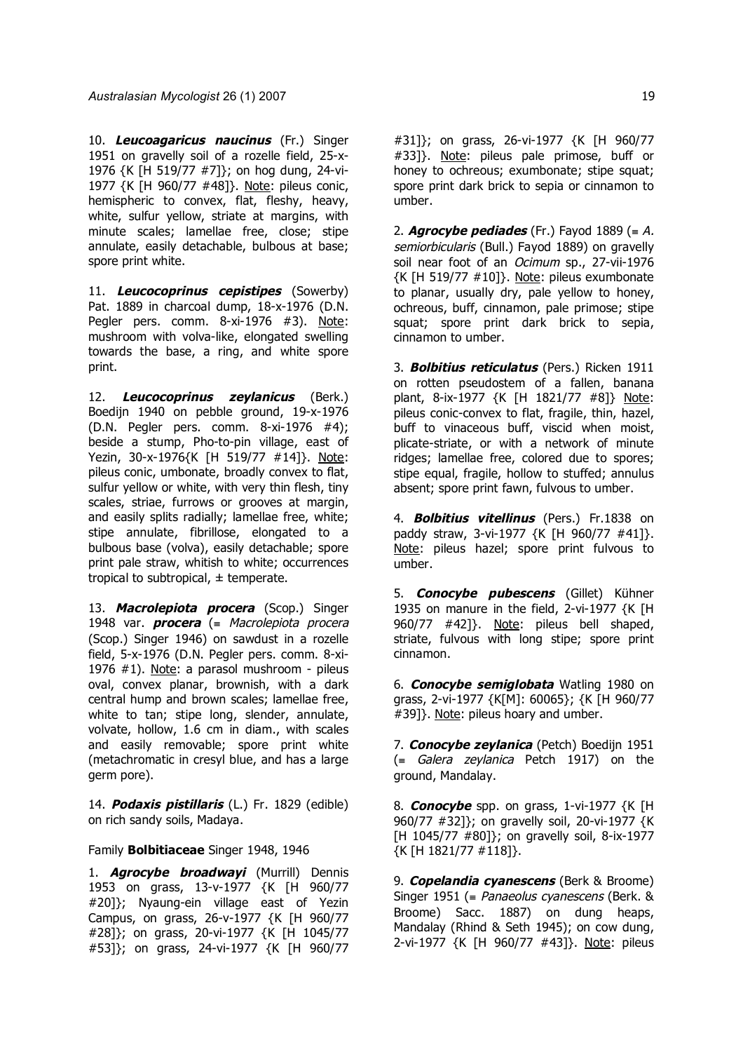10. ***Leucoagaricus naucinus*** (Fr.) Singer 1951 on gravelly soil of a rozelle field, 25-x-1976 {K [H 519/77 #7]}; on hog dung, 24-vi-1977 {K [H 960/77 #48]}. Note: pileus conic, hemispheric to convex, flat, fleshy, heavy, white, sulfur yellow, striate at margins, with minute scales; lamellae free, close; stipe annulate, easily detachable, bulbous at base; spore print white.

11. ***Leucocoprinus cepistipes*** (Sowerby) Pat. 1889 in charcoal dump, 18-x-1976 (D.N. Pegler pers. comm. 8-xi-1976 #3). Note: mushroom with volva-like, elongated swelling towards the base, a ring, and white spore print.

12. ***Leucocoprinus zeylanicus*** (Berk.) Boedijn 1940 on pebble ground, 19-x-1976 (D.N. Pegler pers. comm. 8-xi-1976 #4); beside a stump, Pho-to-pin village, east of Yezin, 30-x-1976{K [H 519/77 #14]}. Note: pileus conic, umbonate, broadly convex to flat, sulfur yellow or white, with very thin flesh, tiny scales, striae, furrows or grooves at margin, and easily splits radially; lamellae free, white; stipe annulate, fibrillose, elongated to a bulbous base (volva), easily detachable; spore print pale straw, whitish to white; occurrences tropical to subtropical, ± temperate.

13. ***Macrolepiota procera*** (Scop.) Singer 1948 var. ***procera*** (≡ *Macrolepiota procera* (Scop.) Singer 1946) on sawdust in a rozelle field, 5-x-1976 (D.N. Pegler pers. comm. 8-xi-1976 #1). Note: a parasol mushroom - pileus oval, convex planar, brownish, with a dark central hump and brown scales; lamellae free, white to tan; stipe long, slender, annulate, volvate, hollow, 1.6 cm in diam., with scales and easily removable; spore print white (metachromatic in cresyl blue, and has a large germ pore).

14. ***Podaxis pistillaris*** (L.) Fr. 1829 (edible) on rich sandy soils, Madaya.

Family **Bolbitiaceae** Singer 1948, 1946

1. ***Agrocybe broadwayi*** (Murrill) Dennis 1953 on grass, 13-v-1977 {K [H 960/77 #20]}; Nyaung-ein village east of Yezin Campus, on grass, 26-v-1977 {K [H 960/77 #28]}; on grass, 20-vi-1977 {K [H 1045/77 #53]}; on grass, 24-vi-1977 {K [H 960/77 #31]}; on grass, 26-vi-1977 {K [H 960/77 #33]}. Note: pileus pale primose, buff or honey to ochreous; exumbonate; stipe squat; spore print dark brick to sepia or cinnamon to umber.

2. ***Agrocybe pediades*** (Fr.) Fayod 1889 (≡ *A. semiorbicularis* (Bull.) Fayod 1889) on gravelly soil near foot of an *Ocimum* sp., 27-vii-1976 {K [H 519/77 #10]}. Note: pileus exumbonate to planar, usually dry, pale yellow to honey, ochreous, buff, cinnamon, pale primose; stipe squat; spore print dark brick to sepia, cinnamon to umber.

3. ***Bolbitius reticulatus*** (Pers.) Ricken 1911 on rotten pseudostem of a fallen, banana plant, 8-ix-1977 {K [H 1821/77 #8]} Note: pileus conic-convex to flat, fragile, thin, hazel, buff to vinaceous buff, viscid when moist, plicate-striate, or with a network of minute ridges; lamellae free, colored due to spores; stipe equal, fragile, hollow to stuffed; annulus absent; spore print fawn, fulvous to umber.

4. ***Bolbitius vitellinus*** (Pers.) Fr.1838 on paddy straw, 3-vi-1977 {K [H 960/77 #41]}. Note: pileus hazel; spore print fulvous to umber.

5. ***Conocybe pubescens*** (Gillet) Kühner 1935 on manure in the field, 2-vi-1977 {K [H 960/77 #42]}. Note: pileus bell shaped, striate, fulvous with long stipe; spore print cinnamon.

6. ***Conocybe semiglobata*** Watling 1980 on grass, 2-vi-1977 {K[M]: 60065}; {K [H 960/77 #39]}. Note: pileus hoary and umber.

7. ***Conocybe zeylanica*** (Petch) Boedijn 1951 (≡ *Galera zeylanica* Petch 1917) on the ground, Mandalay.

8. ***Conocybe*** spp. on grass, 1-vi-1977 {K [H 960/77 #32]}; on gravelly soil, 20-vi-1977 {K [H 1045/77 #80]}; on gravelly soil, 8-ix-1977 {K [H 1821/77 #118]}.

9. ***Copelandia cyanescens*** (Berk & Broome) Singer 1951 (≡ *Panaeolus cyanescens* (Berk. & Broome) Sacc. 1887) on dung heaps, Mandalay (Rhind & Seth 1945); on cow dung, 2-vi-1977 {K [H 960/77 #43]}. Note: pileus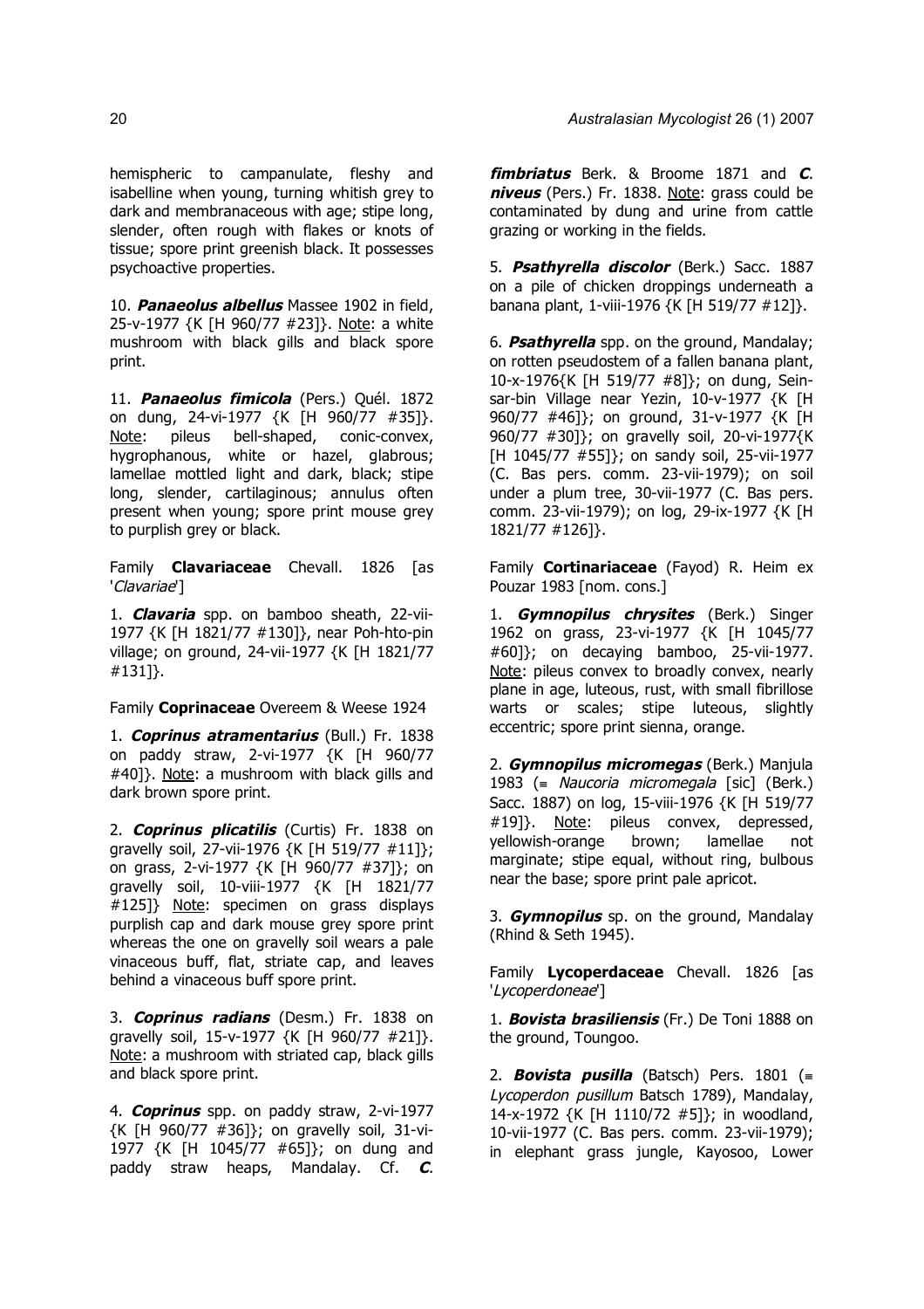hemispheric to campanulate, fleshy and isabelline when young, turning whitish grey to dark and membranaceous with age; stipe long, slender, often rough with flakes or knots of tissue; spore print greenish black. It possesses psychoactive properties.

10. ***Panaeolus albellus*** Massee 1902 in field, 25-v-1977 {K [H 960/77 #23]}. Note: a white mushroom with black gills and black spore print.

11. ***Panaeolus fimicola*** (Pers.) Quél. 1872 on dung, 24-vi-1977 {K [H 960/77 #35]}. Note: pileus bell-shaped, conic-convex, hygrophanous, white or hazel, glabrous; lamellae mottled light and dark, black; stipe long, slender, cartilaginous; annulus often present when young; spore print mouse grey to purplish grey or black.

Family **Clavariaceae** Chevall. 1826 [as '*Clavariae*']

1. ***Clavaria*** spp. on bamboo sheath, 22-vii-1977 {K [H 1821/77 #130]}, near Poh-hto-pin village; on ground, 24-vii-1977 {K [H 1821/77 #131]}.

Family **Coprinaceae** Overeem & Weese 1924

1. ***Coprinus atramentarius*** (Bull.) Fr. 1838 on paddy straw, 2-vi-1977 {K [H 960/77 #40]}. Note: a mushroom with black gills and dark brown spore print.

2. ***Coprinus plicatilis*** (Curtis) Fr. 1838 on gravelly soil, 27-vii-1976 {K [H 519/77 #11]}; on grass, 2-vi-1977 {K [H 960/77 #37]}; on gravelly soil, 10-viii-1977 {K [H 1821/77 #125]} Note: specimen on grass displays purplish cap and dark mouse grey spore print whereas the one on gravelly soil wears a pale vinaceous buff, flat, striate cap, and leaves behind a vinaceous buff spore print.

3. ***Coprinus radians*** (Desm.) Fr. 1838 on gravelly soil, 15-v-1977 {K [H 960/77 #21]}. Note: a mushroom with striated cap, black gills and black spore print.

4. ***Coprinus*** spp. on paddy straw, 2-vi-1977 {K [H 960/77 #36]}; on gravelly soil, 31-vi-1977 {K [H 1045/77 #65]}; on dung and paddy straw heaps, Mandalay. Cf. ***C. fimbriatus*** Berk. & Broome 1871 and ***C. niveus*** (Pers.) Fr. 1838. Note: grass could be contaminated by dung and urine from cattle grazing or working in the fields.

5. ***Psathyrella discolor*** (Berk.) Sacc. 1887 on a pile of chicken droppings underneath a banana plant, 1-viii-1976 {K [H 519/77 #12]}.

6. ***Psathyrella*** spp. on the ground, Mandalay; on rotten pseudostem of a fallen banana plant, 10-x-1976{K [H 519/77 #8]}; on dung, Sein-sar-bin Village near Yezin, 10-v-1977 {K [H 960/77 #46]}; on ground, 31-v-1977 {K [H 960/77 #30]}; on gravelly soil, 20-vi-1977{K [H 1045/77 #55]}; on sandy soil, 25-vii-1977 (C. Bas pers. comm. 23-vii-1979); on soil under a plum tree, 30-vii-1977 (C. Bas pers. comm. 23-vii-1979); on log, 29-ix-1977 {K [H 1821/77 #126]}.

Family **Cortinariaceae** (Fayod) R. Heim ex Pouzar 1983 [nom. cons.]

1. ***Gymnopilus chrysites*** (Berk.) Singer 1962 on grass, 23-vi-1977 {K [H 1045/77 #60]}; on decaying bamboo, 25-vii-1977. Note: pileus convex to broadly convex, nearly plane in age, luteous, rust, with small fibrillose warts or scales; stipe luteous, slightly eccentric; spore print sienna, orange.

2. ***Gymnopilus micromegas*** (Berk.) Manjula 1983 (≡ *Naucoria micromegala* [sic] (Berk.) Sacc. 1887) on log, 15-viii-1976 {K [H 519/77 #19]}. Note: pileus convex, depressed, yellowish-orange brown; lamellae not marginate; stipe equal, without ring, bulbous near the base; spore print pale apricot.

3. ***Gymnopilus*** sp. on the ground, Mandalay (Rhind & Seth 1945).

Family **Lycoperdaceae** Chevall. 1826 [as '*Lycoperdoneae*']

1. ***Bovista brasiliensis*** (Fr.) De Toni 1888 on the ground, Toungoo.

2. ***Bovista pusilla*** (Batsch) Pers. 1801 (≡ *Lycoperdon pusillum* Batsch 1789), Mandalay, 14-x-1972 {K [H 1110/72 #5]}; in woodland, 10-vii-1977 (C. Bas pers. comm. 23-vii-1979); in elephant grass jungle, Kayosoo, Lower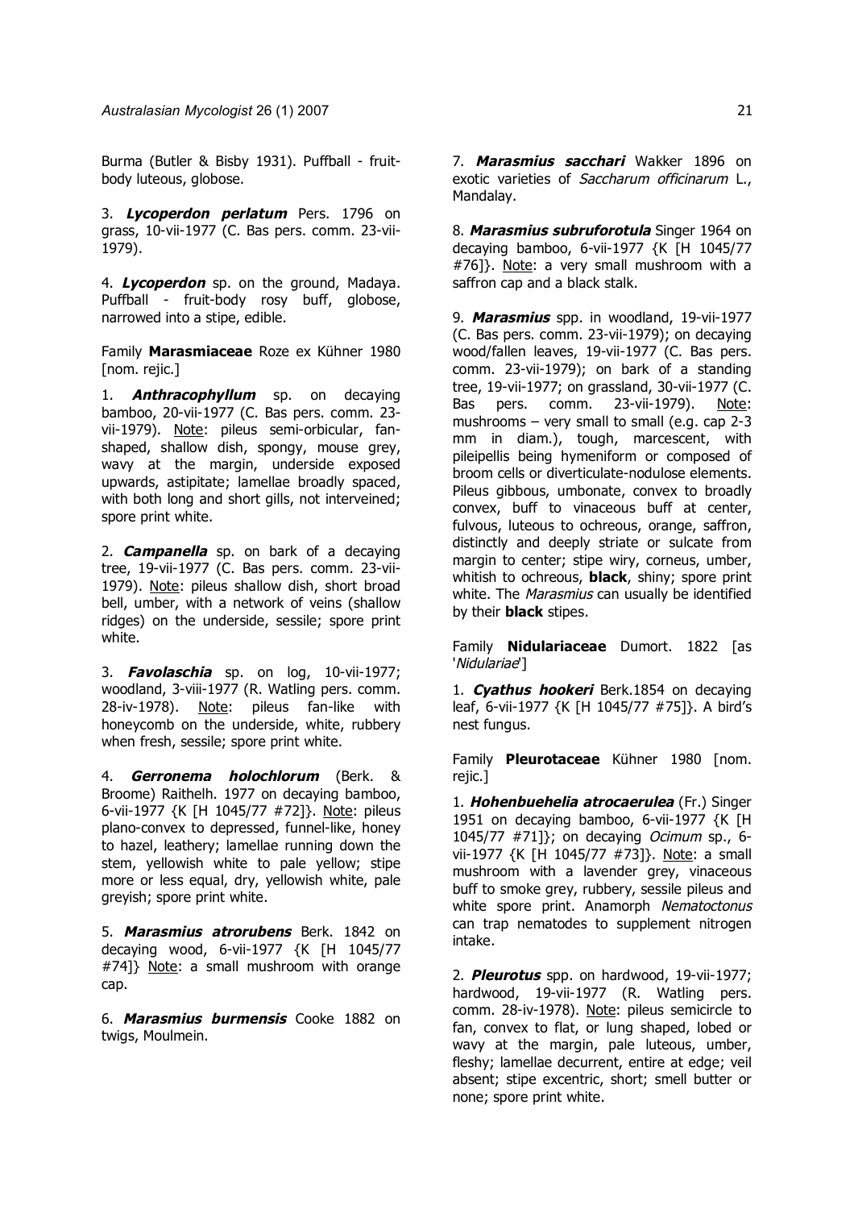Burma (Butler & Bisby 1931). Puffball - fruit-body luteous, globose.

3. ***Lycoperdon perlatum*** Pers. 1796 on grass, 10-vii-1977 (C. Bas pers. comm. 23-vii-1979).

4. ***Lycoperdon*** sp. on the ground, Madaya. Puffball - fruit-body rosy buff, globose, narrowed into a stipe, edible.

Family **Marasmiaceae** Roze ex Kühner 1980 [nom. rejic.]

1. ***Anthracophyllum*** sp. on decaying bamboo, 20-vii-1977 (C. Bas pers. comm. 23-vii-1979). Note: pileus semi-orbicular, fan-shaped, shallow dish, spongy, mouse grey, wavy at the margin, underside exposed upwards, astipitate; lamellae broadly spaced, with both long and short gills, not interveined; spore print white.

2. ***Campanella*** sp. on bark of a decaying tree, 19-vii-1977 (C. Bas pers. comm. 23-vii-1979). Note: pileus shallow dish, short broad bell, umber, with a network of veins (shallow ridges) on the underside, sessile; spore print white.

3. ***Favolaschia*** sp. on log, 10-vii-1977; woodland, 3-viii-1977 (R. Watling pers. comm. 28-iv-1978). Note: pileus fan-like with honeycomb on the underside, white, rubbery when fresh, sessile; spore print white.

4. ***Gerronema holochlorum*** (Berk. & Broome) Raithelh. 1977 on decaying bamboo, 6-vii-1977 {K [H 1045/77 #72]}. Note: pileus plano-convex to depressed, funnel-like, honey to hazel, leathery; lamellae running down the stem, yellowish white to pale yellow; stipe more or less equal, dry, yellowish white, pale greyish; spore print white.

5. ***Marasmius atrorubens*** Berk. 1842 on decaying wood, 6-vii-1977 {K [H 1045/77 #74]} Note: a small mushroom with orange cap.

6. ***Marasmius burmensis*** Cooke 1882 on twigs, Moulmein.

7. ***Marasmius sacchari*** Wakker 1896 on exotic varieties of *Saccharum officinarum* L., Mandalay.

8. ***Marasmius subruforotula*** Singer 1964 on decaying bamboo, 6-vii-1977 {K [H 1045/77 #76]}. Note: a very small mushroom with a saffron cap and a black stalk.

9. ***Marasmius*** spp. in woodland, 19-vii-1977 (C. Bas pers. comm. 23-vii-1979); on decaying wood/fallen leaves, 19-vii-1977 (C. Bas pers. comm. 23-vii-1979); on bark of a standing tree, 19-vii-1977; on grassland, 30-vii-1977 (C. Bas pers. comm. 23-vii-1979). Note: mushrooms – very small to small (e.g. cap 2-3 mm in diam.), tough, marcescent, with pileipellis being hymeniform or composed of broom cells or diverticulate-nodulose elements. Pileus gibbous, umbonate, convex to broadly convex, buff to vinaceous buff at center, fulvous, luteous to ochreous, orange, saffron, distinctly and deeply striate or sulcate from margin to center; stipe wiry, corneus, umber, whitish to ochreous, **black**, shiny; spore print white. The *Marasmius* can usually be identified by their **black** stipes.

Family **Nidulariaceae** Dumort. 1822 [as '*Nidulariae*']

1. ***Cyathus hookeri*** Berk.1854 on decaying leaf, 6-vii-1977 {K [H 1045/77 #75]}. A bird's nest fungus.

Family **Pleurotaceae** Kühner 1980 [nom. rejic.]

1. ***Hohenbuehelia atrocaerulea*** (Fr.) Singer 1951 on decaying bamboo, 6-vii-1977 {K [H 1045/77 #71]}; on decaying *Ocimum* sp., 6-vii-1977 {K [H 1045/77 #73]}. Note: a small mushroom with a lavender grey, vinaceous buff to smoke grey, rubbery, sessile pileus and white spore print. Anamorph *Nematoctonus* can trap nematodes to supplement nitrogen intake.

2. ***Pleurotus*** spp. on hardwood, 19-vii-1977; hardwood, 19-vii-1977 (R. Watling pers. comm. 28-iv-1978). Note: pileus semicircle to fan, convex to flat, or lung shaped, lobed or wavy at the margin, pale luteous, umber, fleshy; lamellae decurrent, entire at edge; veil absent; stipe excentric, short; smell butter or none; spore print white.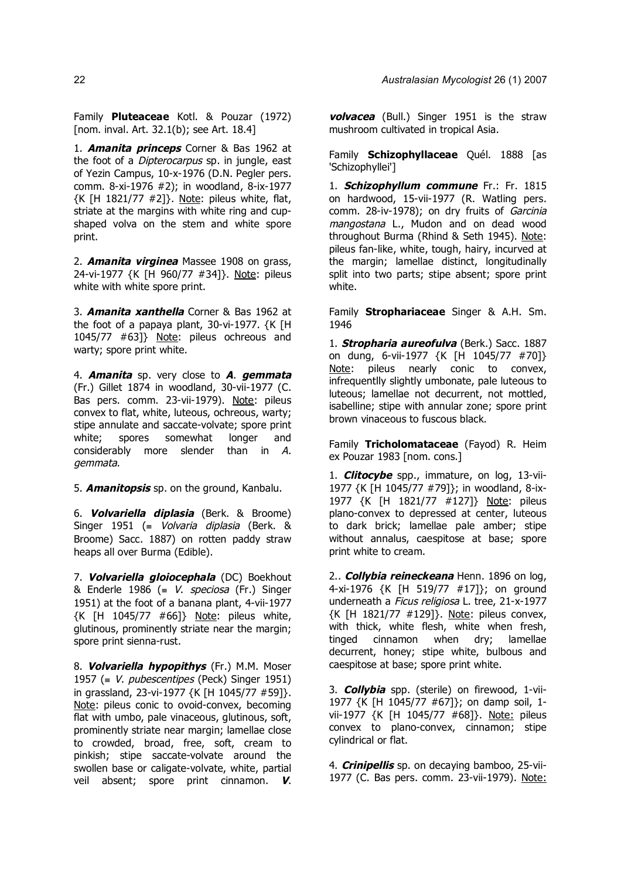Family **Pluteaceae** Kotl. & Pouzar (1972) [nom. inval. Art. 32.1(b); see Art. 18.4]

1. ***Amanita princeps*** Corner & Bas 1962 at the foot of a *Dipterocarpus* sp. in jungle, east of Yezin Campus, 10-x-1976 (D.N. Pegler pers. comm. 8-xi-1976 #2); in woodland, 8-ix-1977 {K [H 1821/77 #2]}. Note: pileus white, flat, striate at the margins with white ring and cup-shaped volva on the stem and white spore print.

2. ***Amanita virginea*** Massee 1908 on grass, 24-vi-1977 {K [H 960/77 #34]}. Note: pileus white with white spore print.

3. ***Amanita xanthella*** Corner & Bas 1962 at the foot of a papaya plant, 30-vi-1977. {K [H 1045/77 #63]} Note: pileus ochreous and warty; spore print white.

4. ***Amanita*** sp. very close to ***A. gemmata*** (Fr.) Gillet 1874 in woodland, 30-vii-1977 (C. Bas pers. comm. 23-vii-1979). Note: pileus convex to flat, white, luteous, ochreous, warty; stipe annulate and saccate-volvate; spore print white; spores somewhat longer and considerably more slender than in *A. gemmata*.

5. ***Amanitopsis*** sp. on the ground, Kanbalu.

6. ***Volvariella diplasia*** (Berk. & Broome) Singer 1951 (≡ *Volvaria diplasia* (Berk. & Broome) Sacc. 1887) on rotten paddy straw heaps all over Burma (Edible).

7. ***Volvariella gloiocephala*** (DC) Boekhout & Enderle 1986 (≡ *V. speciosa* (Fr.) Singer 1951) at the foot of a banana plant, 4-vii-1977 {K [H 1045/77 #66]} Note: pileus white, glutinous, prominently striate near the margin; spore print sienna-rust.

8. ***Volvariella hypopithys*** (Fr.) M.M. Moser 1957 (≡ *V. pubescentipes* (Peck) Singer 1951) in grassland, 23-vi-1977 {K [H 1045/77 #59]}. Note: pileus conic to ovoid-convex, becoming flat with umbo, pale vinaceous, glutinous, soft, prominently striate near margin; lamellae close to crowded, broad, free, soft, cream to pinkish; stipe saccate-volvate around the swollen base or caligate-volvate, white, partial veil absent; spore print cinnamon. ***V. volvacea*** (Bull.) Singer 1951 is the straw mushroom cultivated in tropical Asia.

Family **Schizophyllaceae** Quél. 1888 [as 'Schizophyllei']

1. ***Schizophyllum commune*** Fr.: Fr. 1815 on hardwood, 15-vii-1977 (R. Watling pers. comm. 28-iv-1978); on dry fruits of *Garcinia mangostana* L., Mudon and on dead wood throughout Burma (Rhind & Seth 1945). Note: pileus fan-like, white, tough, hairy, incurved at the margin; lamellae distinct, longitudinally split into two parts; stipe absent; spore print white.

Family **Strophariaceae** Singer & A.H. Sm. 1946

1. ***Stropharia aureofulva*** (Berk.) Sacc. 1887 on dung, 6-vii-1977 {K [H 1045/77 #70]} Note: pileus nearly conic to convex, infrequently slightly umbonate, pale luteous to luteous; lamellae not decurrent, not mottled, isabelline; stipe with annular zone; spore print brown vinaceous to fuscous black.

Family **Tricholomataceae** (Fayod) R. Heim ex Pouzar 1983 [nom. cons.]

1. ***Clitocybe*** spp., immature, on log, 13-vii-1977 {K [H 1045/77 #79]}; in woodland, 8-ix-1977 {K [H 1821/77 #127]} Note: pileus plano-convex to depressed at center, luteous to dark brick; lamellae pale amber; stipe without annalus, caespitose at base; spore print white to cream.

2.. ***Collybia reineckeana*** Henn. 1896 on log, 4-xi-1976 {K [H 519/77 #17]}; on ground underneath a *Ficus religiosa* L. tree, 21-x-1977 {K [H 1821/77 #129]}. Note: pileus convex, with thick, white flesh, white when fresh, tinged cinnamon when dry; lamellae decurrent, honey; stipe white, bulbous and caespitose at base; spore print white.

3. ***Collybia*** spp. (sterile) on firewood, 1-vii-1977 {K [H 1045/77 #67]}; on damp soil, 1-vii-1977 {K [H 1045/77 #68]}. Note: pileus convex to plano-convex, cinnamon; stipe cylindrical or flat.

4. ***Crinipellis*** sp. on decaying bamboo, 25-vii-1977 (C. Bas pers. comm. 23-vii-1979). Note: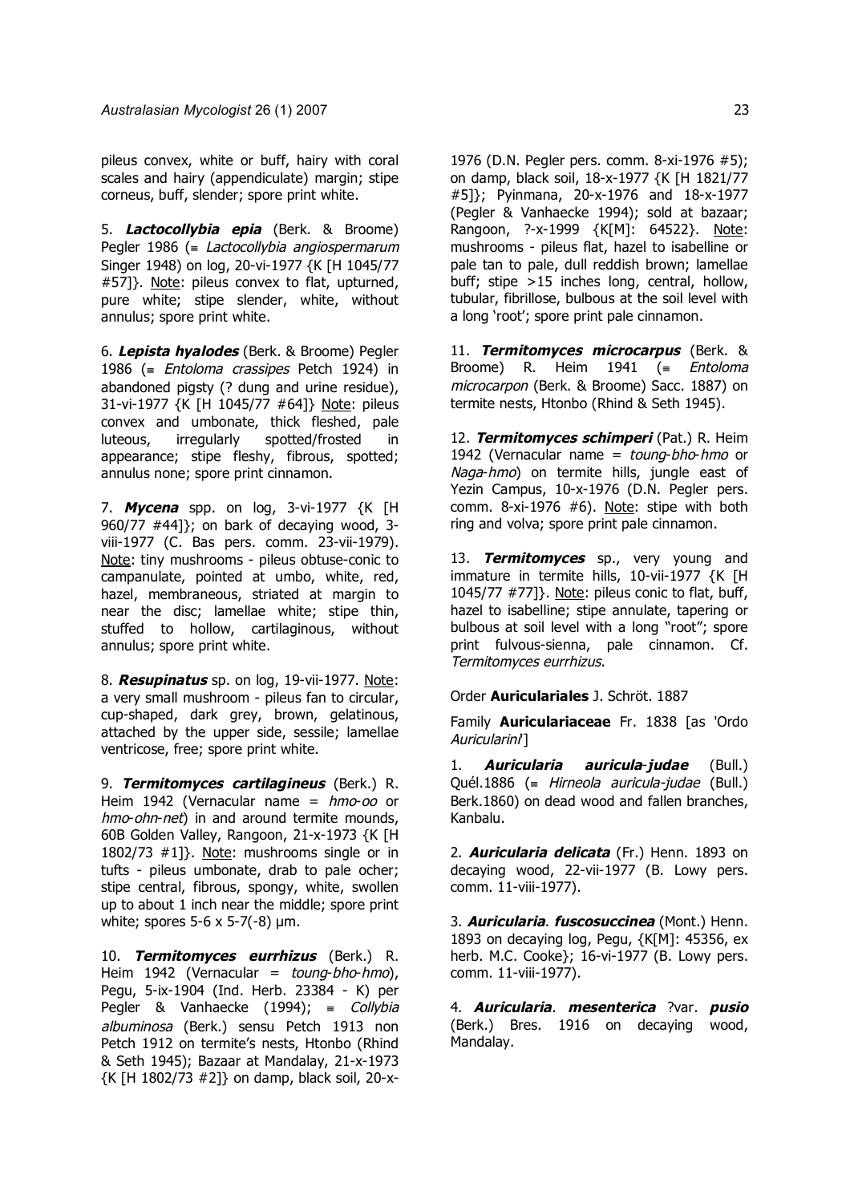pileus convex, white or buff, hairy with coral scales and hairy (appendiculate) margin; stipe corneus, buff, slender; spore print white.

5. ***Lactocollybia epia*** (Berk. & Broome) Pegler 1986 (≡ *Lactocollybia angiospermarum* Singer 1948) on log, 20-vi-1977 {K [H 1045/77 #57]}. Note: pileus convex to flat, upturned, pure white; stipe slender, white, without annulus; spore print white.

6. ***Lepista hyalodes*** (Berk. & Broome) Pegler 1986 (≡ *Entoloma crassipes* Petch 1924) in abandoned pigsty (? dung and urine residue), 31-vi-1977 {K [H 1045/77 #64]} Note: pileus convex and umbonate, thick fleshed, pale luteous, irregularly spotted/frosted in appearance; stipe fleshy, fibrous, spotted; annulus none; spore print cinnamon.

7. ***Mycena*** spp. on log, 3-vi-1977 {K [H 960/77 #44]}; on bark of decaying wood, 3-viii-1977 (C. Bas pers. comm. 23-vii-1979). Note: tiny mushrooms - pileus obtuse-conic to campanulate, pointed at umbo, white, red, hazel, membraneous, striated at margin to near the disc; lamellae white; stipe thin, stuffed to hollow, cartilaginous, without annulus; spore print white.

8. ***Resupinatus*** sp. on log, 19-vii-1977. Note: a very small mushroom - pileus fan to circular, cup-shaped, dark grey, brown, gelatinous, attached by the upper side, sessile; lamellae ventricose, free; spore print white.

9. ***Termitomyces cartilagineus*** (Berk.) R. Heim 1942 (Vernacular name = *hmo-oo* or *hmo-ohn-net*) in and around termite mounds, 60B Golden Valley, Rangoon, 21-x-1973 {K [H 1802/73 #1]}. Note: mushrooms single or in tufts - pileus umbonate, drab to pale ocher; stipe central, fibrous, spongy, white, swollen up to about 1 inch near the middle; spore print white; spores 5-6 x 5-7(-8) µm.

10. ***Termitomyces eurrhizus*** (Berk.) R. Heim 1942 (Vernacular = *toung-bho-hmo*), Pegu, 5-ix-1904 (Ind. Herb. 23384 - K) per Pegler & Vanhaecke (1994); ≡ *Collybia albuminosa* (Berk.) sensu Petch 1913 non Petch 1912 on termite's nests, Htonbo (Rhind & Seth 1945); Bazaar at Mandalay, 21-x-1973 {K [H 1802/73 #2]} on damp, black soil, 20-x-1976 (D.N. Pegler pers. comm. 8-xi-1976 #5); on damp, black soil, 18-x-1977 {K [H 1821/77 #5]}; Pyinmana, 20-x-1976 and 18-x-1977 (Pegler & Vanhaecke 1994); sold at bazaar; Rangoon, ?-x-1999 {K[M]: 64522}. Note: mushrooms - pileus flat, hazel to isabelline or pale tan to pale, dull reddish brown; lamellae buff; stipe >15 inches long, central, hollow, tubular, fibrillose, bulbous at the soil level with a long 'root'; spore print pale cinnamon.

11. ***Termitomyces microcarpus*** (Berk. & Broome) R. Heim 1941 (≡ *Entoloma microcarpon* (Berk. & Broome) Sacc. 1887) on termite nests, Htonbo (Rhind & Seth 1945).

12. ***Termitomyces schimperi*** (Pat.) R. Heim 1942 (Vernacular name = *toung-bho-hmo* or *Naga-hmo*) on termite hills, jungle east of Yezin Campus, 10-x-1976 (D.N. Pegler pers. comm. 8-xi-1976 #6). Note: stipe with both ring and volva; spore print pale cinnamon.

13. ***Termitomyces*** sp., very young and immature in termite hills, 10-vii-1977 {K [H 1045/77 #77]}. Note: pileus conic to flat, buff, hazel to isabelline; stipe annulate, tapering or bulbous at soil level with a long "root"; spore print fulvous-sienna, pale cinnamon. Cf. *Termitomyces eurrhizus*.

Order **Auriculariales** J. Schröt. 1887

Family **Auriculariaceae** Fr. 1838 [as 'Ordo *Auricularini*']

1. ***Auricularia auricula-judae*** (Bull.) Quél.1886 (≡ *Hirneola auricula-judae* (Bull.) Berk.1860) on dead wood and fallen branches, Kanbalu.

2. ***Auricularia delicata*** (Fr.) Henn. 1893 on decaying wood, 22-vii-1977 (B. Lowy pers. comm. 11-viii-1977).

3. ***Auricularia*. *fuscosuccinea*** (Mont.) Henn. 1893 on decaying log, Pegu, {K[M]: 45356, ex herb. M.C. Cooke}; 16-vi-1977 (B. Lowy pers. comm. 11-viii-1977).

4. ***Auricularia*. *mesenterica*** ?var. ***pusio*** (Berk.) Bres. 1916 on decaying wood, Mandalay.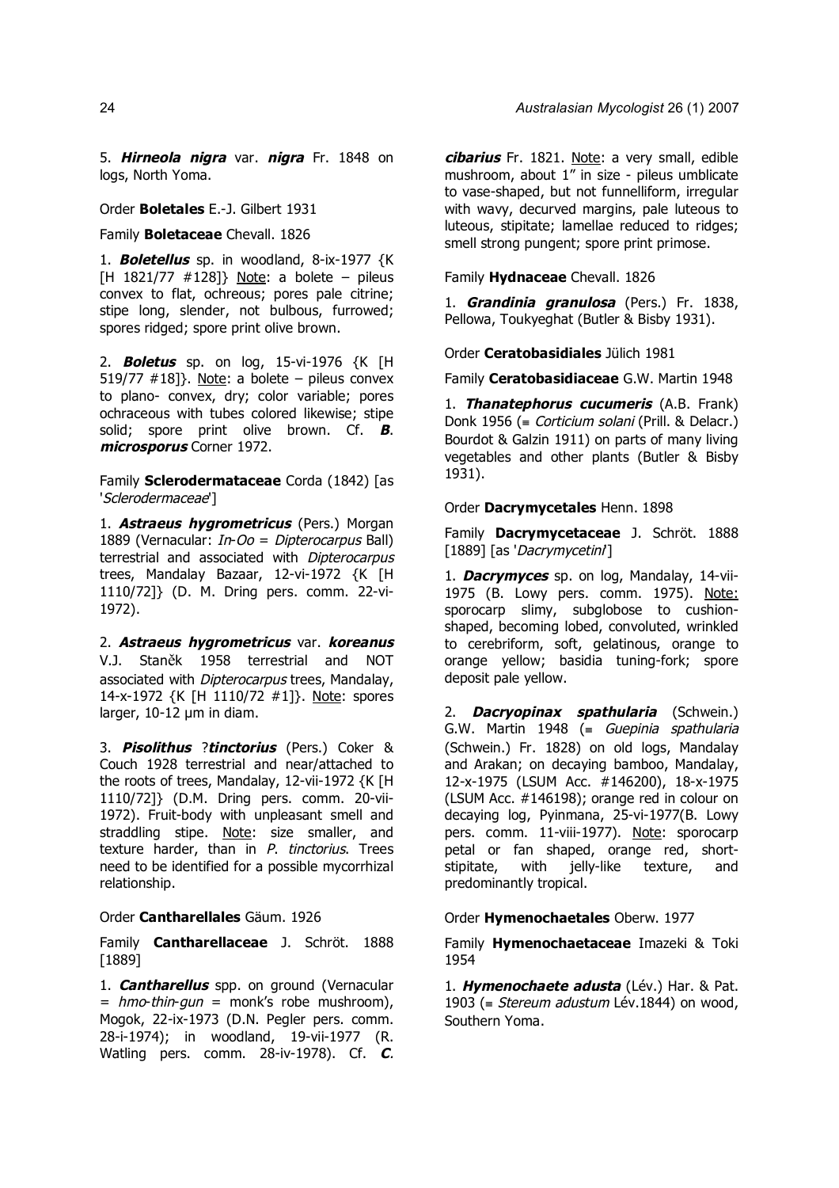5. ***Hirneola nigra*** var. ***nigra*** Fr. 1848 on logs, North Yoma.

Order **Boletales** E.-J. Gilbert 1931

Family **Boletaceae** Chevall. 1826

1. ***Boletellus*** sp. in woodland, 8-ix-1977 {K [H 1821/77 #128]} Note: a bolete – pileus convex to flat, ochreous; pores pale citrine; stipe long, slender, not bulbous, furrowed; spores ridged; spore print olive brown.

2. ***Boletus*** sp. on log, 15-vi-1976 {K [H 519/77 #18]}. Note: a bolete – pileus convex to plano- convex, dry; color variable; pores ochraceous with tubes colored likewise; stipe solid; spore print olive brown. Cf. ***B. microsporus*** Corner 1972.

Family **Sclerodermataceae** Corda (1842) [as '*Sclerodermaceae*']

1. ***Astraeus hygrometricus*** (Pers.) Morgan 1889 (Vernacular: *In-Oo* = *Dipterocarpus* Ball) terrestrial and associated with *Dipterocarpus* trees, Mandalay Bazaar, 12-vi-1972 {K [H 1110/72]} (D. M. Dring pers. comm. 22-vi-1972).

2. ***Astraeus hygrometricus*** var. ***koreanus*** V.J. Staněk 1958 terrestrial and NOT associated with *Dipterocarpus* trees, Mandalay, 14-x-1972 {K [H 1110/72 #1]}. Note: spores larger, 10-12 µm in diam.

3. ***Pisolithus*** ?***tinctorius*** (Pers.) Coker & Couch 1928 terrestrial and near/attached to the roots of trees, Mandalay, 12-vii-1972 {K [H 1110/72]} (D.M. Dring pers. comm. 20-vii-1972). Fruit-body with unpleasant smell and straddling stipe. Note: size smaller, and texture harder, than in *P. tinctorius*. Trees need to be identified for a possible mycorrhizal relationship.

Order **Cantharellales** Gäum. 1926

Family **Cantharellaceae** J. Schröt. 1888 [1889]

1. ***Cantharellus*** spp. on ground (Vernacular = *hmo-thin-gun* = monk's robe mushroom), Mogok, 22-ix-1973 (D.N. Pegler pers. comm. 28-i-1974); in woodland, 19-vii-1977 (R. Watling pers. comm. 28-iv-1978). Cf. ***C. cibarius*** Fr. 1821. Note: a very small, edible mushroom, about 1" in size - pileus umblicate to vase-shaped, but not funnelliform, irregular with wavy, decurved margins, pale luteous to luteous, stipitate; lamellae reduced to ridges; smell strong pungent; spore print primose.

Family **Hydnaceae** Chevall. 1826

1. ***Grandinia granulosa*** (Pers.) Fr. 1838, Pellowa, Toukyeghat (Butler & Bisby 1931).

Order **Ceratobasidiales** Jülich 1981

Family **Ceratobasidiaceae** G.W. Martin 1948

1. ***Thanatephorus cucumeris*** (A.B. Frank) Donk 1956 (≡ *Corticium solani* (Prill. & Delacr.) Bourdot & Galzin 1911) on parts of many living vegetables and other plants (Butler & Bisby 1931).

Order **Dacrymycetales** Henn. 1898

Family **Dacrymycetaceae** J. Schröt. 1888 [1889] [as '*Dacrymycetini*']

1. ***Dacrymyces*** sp. on log, Mandalay, 14-vii-1975 (B. Lowy pers. comm. 1975). Note: sporocarp slimy, subglobose to cushion-shaped, becoming lobed, convoluted, wrinkled to cerebriform, soft, gelatinous, orange to orange yellow; basidia tuning-fork; spore deposit pale yellow.

2. ***Dacryopinax spathularia*** (Schwein.) G.W. Martin 1948 (≡ *Guepinia spathularia* (Schwein.) Fr. 1828) on old logs, Mandalay and Arakan; on decaying bamboo, Mandalay, 12-x-1975 (LSUM Acc. #146200), 18-x-1975 (LSUM Acc. #146198); orange red in colour on decaying log, Pyinmana, 25-vi-1977(B. Lowy pers. comm. 11-viii-1977). Note: sporocarp petal or fan shaped, orange red, short-stipitate, with jelly-like texture, and predominantly tropical.

Order **Hymenochaetales** Oberw. 1977

Family **Hymenochaetaceae** Imazeki & Toki 1954

1. ***Hymenochaete adusta*** (Lév.) Har. & Pat. 1903 (≡ *Stereum adustum* Lév.1844) on wood, Southern Yoma.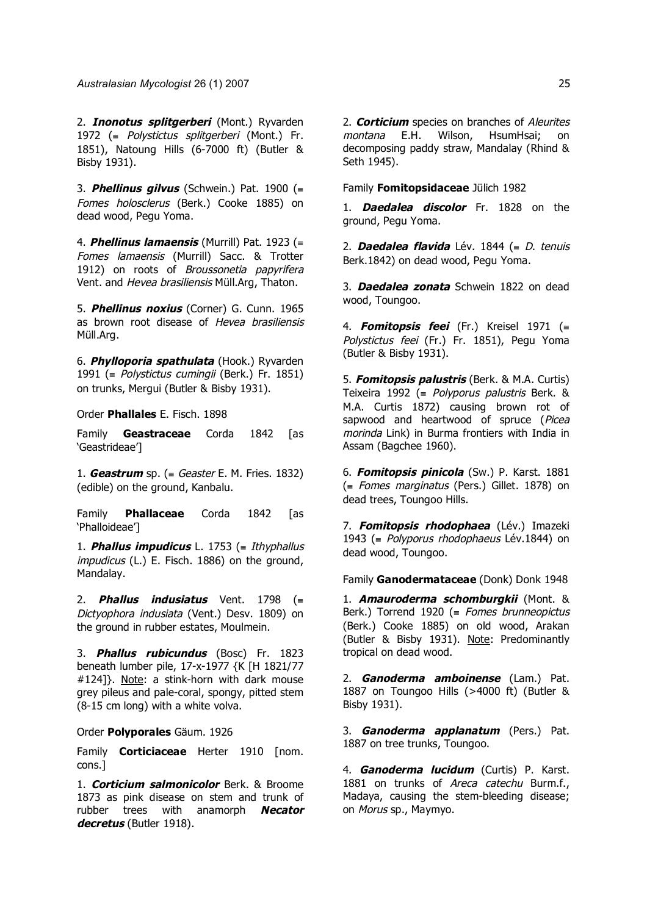2. ***Inonotus splitgerberi*** (Mont.) Ryvarden 1972 (≡ *Polystictus splitgerberi* (Mont.) Fr. 1851), Natoung Hills (6-7000 ft) (Butler & Bisby 1931).

3. ***Phellinus gilvus*** (Schwein.) Pat. 1900 (≡ *Fomes holosclerus* (Berk.) Cooke 1885) on dead wood, Pegu Yoma.

4. ***Phellinus lamaensis*** (Murrill) Pat. 1923 (≡ *Fomes lamaensis* (Murrill) Sacc. & Trotter 1912) on roots of *Broussonetia papyrifera* Vent. and *Hevea brasiliensis* Müll.Arg, Thaton.

5. ***Phellinus noxius*** (Corner) G. Cunn. 1965 as brown root disease of *Hevea brasiliensis* Müll.Arg.

6. ***Phylloporia spathulata*** (Hook.) Ryvarden 1991 (≡ *Polystictus cumingii* (Berk.) Fr. 1851) on trunks, Mergui (Butler & Bisby 1931).

Order **Phallales** E. Fisch. 1898

Family **Geastraceae** Corda 1842 [as 'Geastrideae']

1. ***Geastrum*** sp. (≡ *Geaster* E. M. Fries. 1832) (edible) on the ground, Kanbalu.

Family **Phallaceae** Corda 1842 [as 'Phalloideae']

1. ***Phallus impudicus*** L. 1753 (≡ *Ithyphallus impudicus* (L.) E. Fisch. 1886) on the ground, Mandalay.

2. ***Phallus indusiatus*** Vent. 1798 (≡ *Dictyophora indusiata* (Vent.) Desv. 1809) on the ground in rubber estates, Moulmein.

3. ***Phallus rubicundus*** (Bosc) Fr. 1823 beneath lumber pile, 17-x-1977 {K [H 1821/77 #124]}. Note: a stink-horn with dark mouse grey pileus and pale-coral, spongy, pitted stem (8-15 cm long) with a white volva.

Order **Polyporales** Gäum. 1926

Family **Corticiaceae** Herter 1910 [nom. cons.]

1. ***Corticium salmonicolor*** Berk. & Broome 1873 as pink disease on stem and trunk of rubber trees with anamorph ***Necator decretus*** (Butler 1918).

2. ***Corticium*** species on branches of *Aleurites montana* E.H. Wilson, HsumHsai; on decomposing paddy straw, Mandalay (Rhind & Seth 1945).

Family **Fomitopsidaceae** Jülich 1982

1. ***Daedalea discolor*** Fr. 1828 on the ground, Pegu Yoma.

2. ***Daedalea flavida*** Lév. 1844 (≡ *D. tenuis* Berk.1842) on dead wood, Pegu Yoma.

3. ***Daedalea zonata*** Schwein 1822 on dead wood, Toungoo.

4. ***Fomitopsis feei*** (Fr.) Kreisel 1971 (≡ *Polystictus feei* (Fr.) Fr. 1851), Pegu Yoma (Butler & Bisby 1931).

5. ***Fomitopsis palustris*** (Berk. & M.A. Curtis) Teixeira 1992 (≡ *Polyporus palustris* Berk. & M.A. Curtis 1872) causing brown rot of sapwood and heartwood of spruce (*Picea morinda* Link) in Burma frontiers with India in Assam (Bagchee 1960).

6. ***Fomitopsis pinicola*** (Sw.) P. Karst. 1881 (≡ *Fomes marginatus* (Pers.) Gillet. 1878) on dead trees, Toungoo Hills.

7. ***Fomitopsis rhodophaea*** (Lév.) Imazeki 1943 (≡ *Polyporus rhodophaeus* Lév.1844) on dead wood, Toungoo.

Family **Ganodermataceae** (Donk) Donk 1948

1. ***Amauroderma schomburgkii*** (Mont. & Berk.) Torrend 1920 (≡ *Fomes brunneopictus* (Berk.) Cooke 1885) on old wood, Arakan (Butler & Bisby 1931). Note: Predominantly tropical on dead wood.

2. ***Ganoderma amboinense*** (Lam.) Pat. 1887 on Toungoo Hills (>4000 ft) (Butler & Bisby 1931).

3. ***Ganoderma applanatum*** (Pers.) Pat. 1887 on tree trunks, Toungoo.

4. ***Ganoderma lucidum*** (Curtis) P. Karst. 1881 on trunks of *Areca catechu* Burm.f., Madaya, causing the stem-bleeding disease; on *Morus* sp., Maymyo.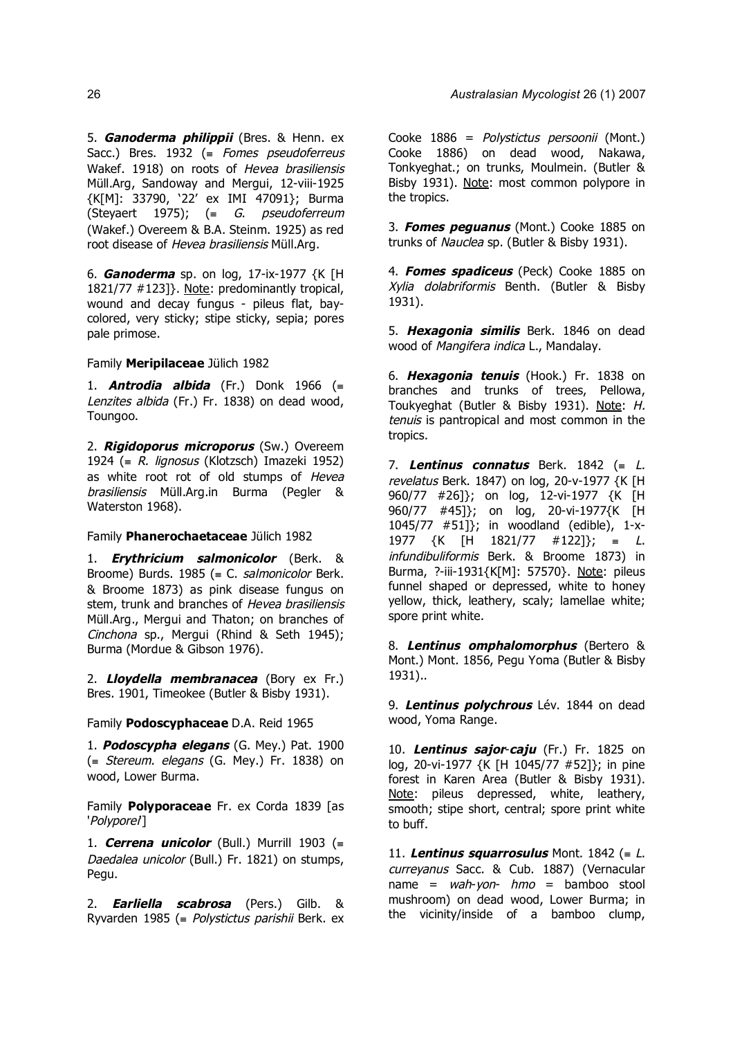5. ***Ganoderma philippii*** (Bres. & Henn. ex Sacc.) Bres. 1932 (≡ *Fomes pseudoferreus* Wakef. 1918) on roots of *Hevea brasiliensis* Müll.Arg, Sandoway and Mergui, 12-viii-1925 {K[M]: 33790, '22' ex IMI 47091}; Burma (Steyaert 1975); (≡ *G. pseudoferreum* (Wakef.) Overeem & B.A. Steinm. 1925) as red root disease of *Hevea brasiliensis* Müll.Arg.

6. ***Ganoderma*** sp. on log, 17-ix-1977 {K [H 1821/77 #123]}. Note: predominantly tropical, wound and decay fungus - pileus flat, bay-colored, very sticky; stipe sticky, sepia; pores pale primose.

Family **Meripilaceae** Jülich 1982

1. ***Antrodia albida*** (Fr.) Donk 1966 (≡ *Lenzites albida* (Fr.) Fr. 1838) on dead wood, Toungoo.

2. ***Rigidoporus microporus*** (Sw.) Overeem 1924 (≡ *R. lignosus* (Klotzsch) Imazeki 1952) as white root rot of old stumps of *Hevea brasiliensis* Müll.Arg.in Burma (Pegler & Waterston 1968).

Family **Phanerochaetaceae** Jülich 1982

1. ***Erythricium salmonicolor*** (Berk. & Broome) Burds. 1985 (≡ C. *salmonicolor* Berk. & Broome 1873) as pink disease fungus on stem, trunk and branches of *Hevea brasiliensis* Müll.Arg., Mergui and Thaton; on branches of *Cinchona* sp., Mergui (Rhind & Seth 1945); Burma (Mordue & Gibson 1976).

2. ***Lloydella membranacea*** (Bory ex Fr.) Bres. 1901, Timeokee (Butler & Bisby 1931).

Family **Podoscyphaceae** D.A. Reid 1965

1. ***Podoscypha elegans*** (G. Mey.) Pat. 1900 (≡ *Stereum. elegans* (G. Mey.) Fr. 1838) on wood, Lower Burma.

Family **Polyporaceae** Fr. ex Corda 1839 [as '*Polyporei*']

1. ***Cerrena unicolor*** (Bull.) Murrill 1903 (≡ *Daedalea unicolor* (Bull.) Fr. 1821) on stumps, Pegu.

2. ***Earliella scabrosa*** (Pers.) Gilb. & Ryvarden 1985 (≡ *Polystictus parishii* Berk. ex Cooke 1886 = *Polystictus persoonii* (Mont.) Cooke 1886) on dead wood, Nakawa, Tonkyeghat.; on trunks, Moulmein. (Butler & Bisby 1931). Note: most common polypore in the tropics.

3. ***Fomes peguanus*** (Mont.) Cooke 1885 on trunks of *Nauclea* sp. (Butler & Bisby 1931).

4. ***Fomes spadiceus*** (Peck) Cooke 1885 on *Xylia dolabriformis* Benth. (Butler & Bisby 1931).

5. ***Hexagonia similis*** Berk. 1846 on dead wood of *Mangifera indica* L., Mandalay.

6. ***Hexagonia tenuis*** (Hook.) Fr. 1838 on branches and trunks of trees, Pellowa, Toukyeghat (Butler & Bisby 1931). Note: *H. tenuis* is pantropical and most common in the tropics.

7. ***Lentinus connatus*** Berk. 1842 (≡ *L. revelatus* Berk. 1847) on log, 20-v-1977 {K [H 960/77 #26]}; on log, 12-vi-1977 {K [H 960/77 #45]}; on log, 20-vi-1977{K [H 1045/77 #51]}; in woodland (edible), 1-x-1977 {K [H 1821/77 #122]}; ≡ *L. infundibuliformis* Berk. & Broome 1873) in Burma, ?-iii-1931{K[M]: 57570}. Note: pileus funnel shaped or depressed, white to honey yellow, thick, leathery, scaly; lamellae white; spore print white.

8. ***Lentinus omphalomorphus*** (Bertero & Mont.) Mont. 1856, Pegu Yoma (Butler & Bisby 1931)..

9. ***Lentinus polychrous*** Lév. 1844 on dead wood, Yoma Range.

10. ***Lentinus sajor-caju*** (Fr.) Fr. 1825 on log, 20-vi-1977 {K [H 1045/77 #52]}; in pine forest in Karen Area (Butler & Bisby 1931). Note: pileus depressed, white, leathery, smooth; stipe short, central; spore print white to buff.

11. ***Lentinus squarrosulus*** Mont. 1842 (≡ *L. curreyanus* Sacc. & Cub. 1887) (Vernacular name = *wah-yon- hmo* = bamboo stool mushroom) on dead wood, Lower Burma; in the vicinity/inside of a bamboo clump,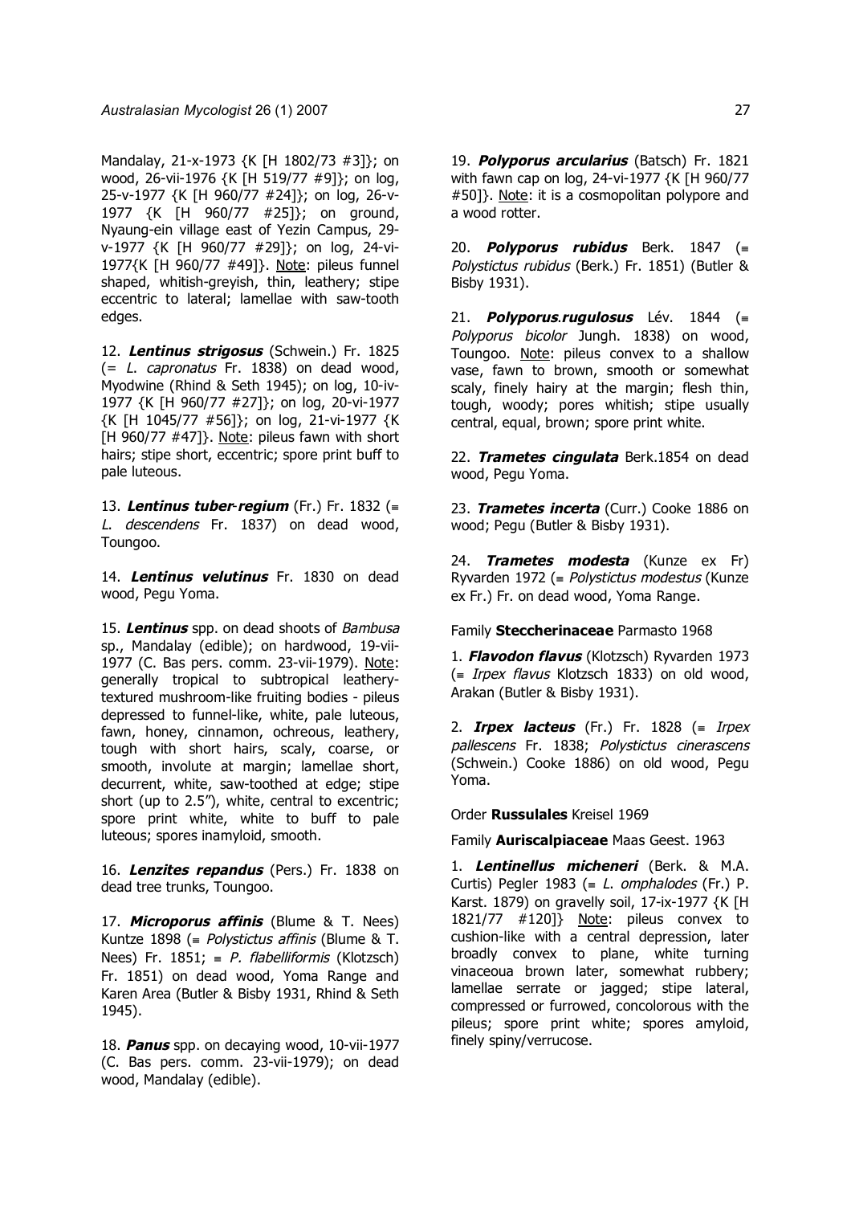Mandalay, 21-x-1973 {K [H 1802/73 #3]}; on wood, 26-vii-1976 {K [H 519/77 #9]}; on log, 25-v-1977 {K [H 960/77 #24]}; on log, 26-v-1977 {K [H 960/77 #25]}; on ground, Nyaung-ein village east of Yezin Campus, 29-v-1977 {K [H 960/77 #29]}; on log, 24-vi-1977{K [H 960/77 #49]}. Note: pileus funnel shaped, whitish-greyish, thin, leathery; stipe eccentric to lateral; lamellae with saw-tooth edges.

12. ***Lentinus strigosus*** (Schwein.) Fr. 1825 (= *L. capronatus* Fr. 1838) on dead wood, Myodwine (Rhind & Seth 1945); on log, 10-iv-1977 {K [H 960/77 #27]}; on log, 20-vi-1977 {K [H 1045/77 #56]}; on log, 21-vi-1977 {K [H 960/77 #47]}. Note: pileus fawn with short hairs; stipe short, eccentric; spore print buff to pale luteous.

13. ***Lentinus tuber-regium*** (Fr.) Fr. 1832 (≡ *L. descendens* Fr. 1837) on dead wood, Toungoo.

14. ***Lentinus velutinus*** Fr. 1830 on dead wood, Pegu Yoma.

15. ***Lentinus*** spp. on dead shoots of *Bambusa* sp., Mandalay (edible); on hardwood, 19-vii-1977 (C. Bas pers. comm. 23-vii-1979). Note: generally tropical to subtropical leathery-textured mushroom-like fruiting bodies - pileus depressed to funnel-like, white, pale luteous, fawn, honey, cinnamon, ochreous, leathery, tough with short hairs, scaly, coarse, or smooth, involute at margin; lamellae short, decurrent, white, saw-toothed at edge; stipe short (up to 2.5"), white, central to excentric; spore print white, white to buff to pale luteous; spores inamyloid, smooth.

16. ***Lenzites repandus*** (Pers.) Fr. 1838 on dead tree trunks, Toungoo.

17. ***Microporus affinis*** (Blume & T. Nees) Kuntze 1898 (≡ *Polystictus affinis* (Blume & T. Nees) Fr. 1851; ≡ *P. flabelliformis* (Klotzsch) Fr. 1851) on dead wood, Yoma Range and Karen Area (Butler & Bisby 1931, Rhind & Seth 1945).

18. ***Panus*** spp. on decaying wood, 10-vii-1977 (C. Bas pers. comm. 23-vii-1979); on dead wood, Mandalay (edible).

19. ***Polyporus arcularius*** (Batsch) Fr. 1821 with fawn cap on log, 24-vi-1977 {K [H 960/77 #50]}. Note: it is a cosmopolitan polypore and a wood rotter.

20. ***Polyporus rubidus*** Berk. 1847 (≡ *Polystictus rubidus* (Berk.) Fr. 1851) (Butler & Bisby 1931).

21. ***Polyporus.rugulosus*** Lév. 1844 (≡ *Polyporus bicolor* Jungh. 1838) on wood, Toungoo. Note: pileus convex to a shallow vase, fawn to brown, smooth or somewhat scaly, finely hairy at the margin; flesh thin, tough, woody; pores whitish; stipe usually central, equal, brown; spore print white.

22. ***Trametes cingulata*** Berk.1854 on dead wood, Pegu Yoma.

23. ***Trametes incerta*** (Curr.) Cooke 1886 on wood; Pegu (Butler & Bisby 1931).

24. ***Trametes modesta*** (Kunze ex Fr) Ryvarden 1972 (≡ *Polystictus modestus* (Kunze ex Fr.) Fr. on dead wood, Yoma Range.

Family **Steccherinaceae** Parmasto 1968

1. ***Flavodon flavus*** (Klotzsch) Ryvarden 1973 (≡ *Irpex flavus* Klotzsch 1833) on old wood, Arakan (Butler & Bisby 1931).

2. ***Irpex lacteus*** (Fr.) Fr. 1828 (≡ *Irpex pallescens* Fr. 1838; *Polystictus cinerascens* (Schwein.) Cooke 1886) on old wood, Pegu Yoma.

Order **Russulales** Kreisel 1969

Family **Auriscalpiaceae** Maas Geest. 1963

1. ***Lentinellus micheneri*** (Berk. & M.A. Curtis) Pegler 1983 (≡ *L. omphalodes* (Fr.) P. Karst. 1879) on gravelly soil, 17-ix-1977 {K [H 1821/77 #120]} Note: pileus convex to cushion-like with a central depression, later broadly convex to plane, white turning vinaceoua brown later, somewhat rubbery; lamellae serrate or jagged; stipe lateral, compressed or furrowed, concolorous with the pileus; spore print white; spores amyloid, finely spiny/verrucose.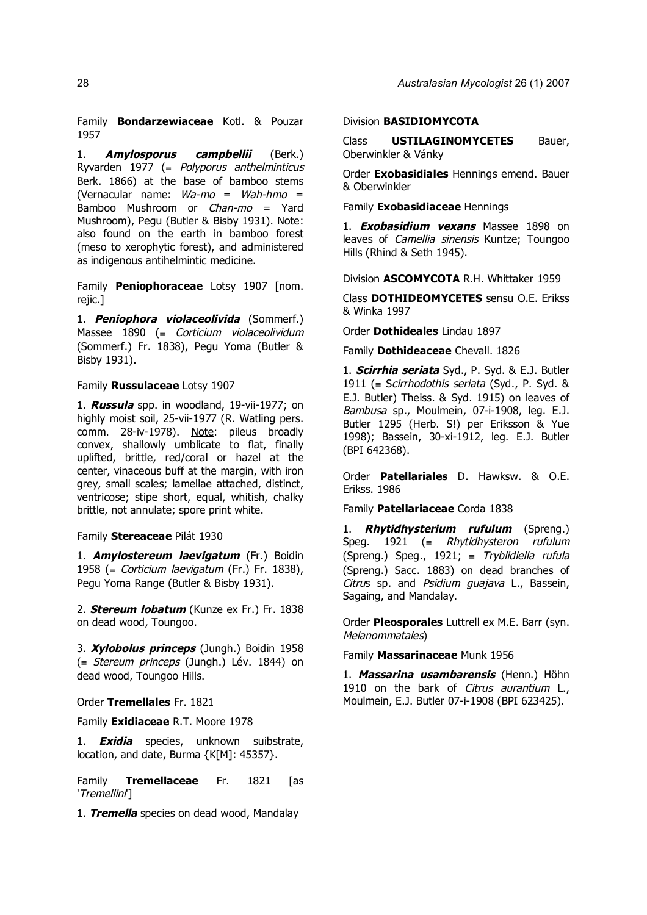Family **Bondarzewiaceae** Kotl. & Pouzar 1957

1. ***Amylosporus campbellii*** (Berk.) Ryvarden 1977 (≡ *Polyporus anthelminticus* Berk. 1866) at the base of bamboo stems (Vernacular name: *Wa-mo* = *Wah-hmo* = Bamboo Mushroom or *Chan-mo* = Yard Mushroom), Pegu (Butler & Bisby 1931). Note: also found on the earth in bamboo forest (meso to xerophytic forest), and administered as indigenous antihelmintic medicine.

Family **Peniophoraceae** Lotsy 1907 [nom. rejic.]

1. ***Peniophora violaceolivida*** (Sommerf.) Massee 1890 (≡ *Corticium violaceolividum* (Sommerf.) Fr. 1838), Pegu Yoma (Butler & Bisby 1931).

Family **Russulaceae** Lotsy 1907

1. ***Russula*** spp. in woodland, 19-vii-1977; on highly moist soil, 25-vii-1977 (R. Watling pers. comm. 28-iv-1978). Note: pileus broadly convex, shallowly umblicate to flat, finally uplifted, brittle, red/coral or hazel at the center, vinaceous buff at the margin, with iron grey, small scales; lamellae attached, distinct, ventricose; stipe short, equal, whitish, chalky brittle, not annulate; spore print white.

Family **Stereaceae** Pilát 1930

1. ***Amylostereum laevigatum*** (Fr.) Boidin 1958 (≡ *Corticium laevigatum* (Fr.) Fr. 1838), Pegu Yoma Range (Butler & Bisby 1931).

2. ***Stereum lobatum*** (Kunze ex Fr.) Fr. 1838 on dead wood, Toungoo.

3. ***Xylobolus princeps*** (Jungh.) Boidin 1958 (≡ *Stereum princeps* (Jungh.) Lév. 1844) on dead wood, Toungoo Hills.

Order **Tremellales** Fr. 1821

Family **Exidiaceae** R.T. Moore 1978

1. ***Exidia*** species, unknown suibstrate, location, and date, Burma {K[M]: 45357}.

Family **Tremellaceae** Fr. 1821 [as '*Tremellini*']

1. ***Tremella*** species on dead wood, Mandalay

Division **BASIDIOMYCOTA**

Class **USTILAGINOMYCETES** Bauer, Oberwinkler & Vánky

Order **Exobasidiales** Hennings emend. Bauer & Oberwinkler

Family **Exobasidiaceae** Hennings

1. ***Exobasidium vexans*** Massee 1898 on leaves of *Camellia sinensis* Kuntze; Toungoo Hills (Rhind & Seth 1945).

Division **ASCOMYCOTA** R.H. Whittaker 1959

Class **DOTHIDEOMYCETES** sensu O.E. Erikss & Winka 1997

Order **Dothideales** Lindau 1897

Family **Dothideaceae** Chevall. 1826

1. ***Scirrhia seriata*** Syd., P. Syd. & E.J. Butler 1911 (≡ *Scirrhodothis seriata* (Syd., P. Syd. & E.J. Butler) Theiss. & Syd. 1915) on leaves of *Bambusa* sp., Moulmein, 07-i-1908, leg. E.J. Butler 1295 (Herb. S!) per Eriksson & Yue 1998); Bassein, 30-xi-1912, leg. E.J. Butler (BPI 642368).

Order **Patellariales** D. Hawksw. & O.E. Erikss. 1986

Family **Patellariaceae** Corda 1838

1. ***Rhytidhysterium rufulum*** (Spreng.) Speg. 1921 (≡ *Rhytidhysteron rufulum* (Spreng.) Speg., 1921; ≡ *Tryblidiella rufula* (Spreng.) Sacc. 1883) on dead branches of *Citrus* sp. and *Psidium guajava* L., Bassein, Sagaing, and Mandalay.

Order **Pleosporales** Luttrell ex M.E. Barr (syn. *Melanommatales*)

Family **Massarinaceae** Munk 1956

1. ***Massarina usambarensis*** (Henn.) Höhn 1910 on the bark of *Citrus aurantium* L., Moulmein, E.J. Butler 07-i-1908 (BPI 623425).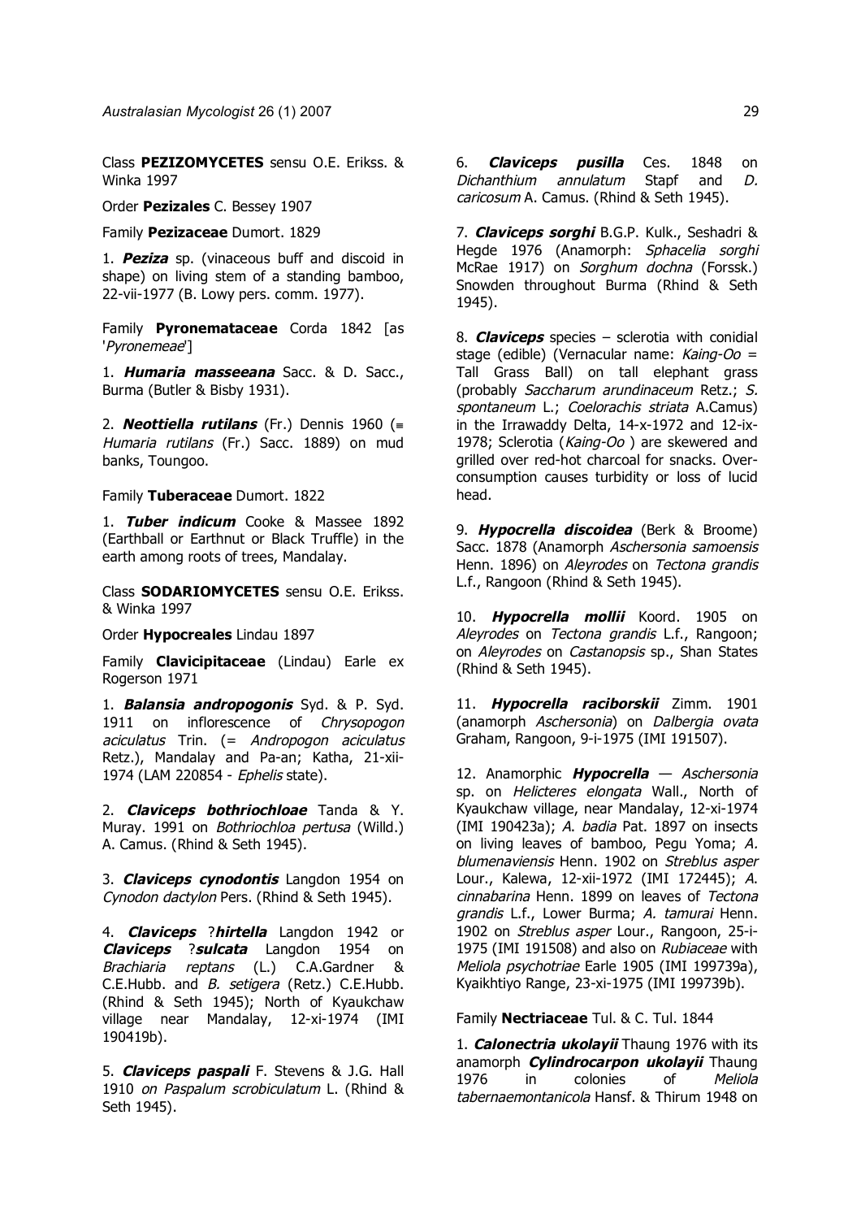Class **PEZIZOMYCETES** sensu O.E. Erikss. & Winka 1997

Order **Pezizales** C. Bessey 1907

Family **Pezizaceae** Dumort. 1829

1. ***Peziza*** sp. (vinaceous buff and discoid in shape) on living stem of a standing bamboo, 22-vii-1977 (B. Lowy pers. comm. 1977).

Family **Pyronemataceae** Corda 1842 [as '*Pyronemeae*']

1. ***Humaria masseeana*** Sacc. & D. Sacc., Burma (Butler & Bisby 1931).

2. ***Neottiella rutilans*** (Fr.) Dennis 1960 (≡ *Humaria rutilans* (Fr.) Sacc. 1889) on mud banks, Toungoo.

Family **Tuberaceae** Dumort. 1822

1. ***Tuber indicum*** Cooke & Massee 1892 (Earthball or Earthnut or Black Truffle) in the earth among roots of trees, Mandalay.

Class **SODARIOMYCETES** sensu O.E. Erikss. & Winka 1997

Order **Hypocreales** Lindau 1897

Family **Clavicipitaceae** (Lindau) Earle ex Rogerson 1971

1. ***Balansia andropogonis*** Syd. & P. Syd. 1911 on inflorescence of *Chrysopogon aciculatus* Trin. (= *Andropogon aciculatus* Retz.), Mandalay and Pa-an; Katha, 21-xii-1974 (LAM 220854 - *Ephelis* state).

2. ***Claviceps bothriochloae*** Tanda & Y. Muray. 1991 on *Bothriochloa pertusa* (Willd.) A. Camus. (Rhind & Seth 1945).

3. ***Claviceps cynodontis*** Langdon 1954 on *Cynodon dactylon* Pers. (Rhind & Seth 1945).

4. ***Claviceps*** ?***hirtella*** Langdon 1942 or ***Claviceps*** ?***sulcata*** Langdon 1954 on *Brachiaria reptans* (L.) C.A.Gardner & C.E.Hubb. and *B. setigera* (Retz.) C.E.Hubb. (Rhind & Seth 1945); North of Kyaukchaw village near Mandalay, 12-xi-1974 (IMI 190419b).

5. ***Claviceps paspali*** F. Stevens & J.G. Hall 1910 *on Paspalum scrobiculatum* L. (Rhind & Seth 1945).

6. ***Claviceps pusilla*** Ces. 1848 on *Dichanthium annulatum* Stapf and *D. caricosum* A. Camus. (Rhind & Seth 1945).

7. ***Claviceps sorghi*** B.G.P. Kulk., Seshadri & Hegde 1976 (Anamorph: *Sphacelia sorghi* McRae 1917) on *Sorghum dochna* (Forssk.) Snowden throughout Burma (Rhind & Seth 1945).

8. ***Claviceps*** species – sclerotia with conidial stage (edible) (Vernacular name: *Kaing-Oo* = Tall Grass Ball) on tall elephant grass (probably *Saccharum arundinaceum* Retz.; *S. spontaneum* L.; *Coelorachis striata* A.Camus) in the Irrawaddy Delta, 14-x-1972 and 12-ix-1978; Sclerotia (*Kaing-Oo* ) are skewered and grilled over red-hot charcoal for snacks. Over-consumption causes turbidity or loss of lucid head.

9. ***Hypocrella discoidea*** (Berk & Broome) Sacc. 1878 (Anamorph *Aschersonia samoensis* Henn. 1896) on *Aleyrodes* on *Tectona grandis* L.f., Rangoon (Rhind & Seth 1945).

10. ***Hypocrella mollii*** Koord. 1905 on *Aleyrodes* on *Tectona grandis* L.f., Rangoon; on *Aleyrodes* on *Castanopsis* sp., Shan States (Rhind & Seth 1945).

11. ***Hypocrella raciborskii*** Zimm. 1901 (anamorph *Aschersonia*) on *Dalbergia ovata* Graham, Rangoon, 9-i-1975 (IMI 191507).

12. Anamorphic ***Hypocrella*** — *Aschersonia* sp. on *Helicteres elongata* Wall., North of Kyaukchaw village, near Mandalay, 12-xi-1974 (IMI 190423a); *A. badia* Pat. 1897 on insects on living leaves of bamboo, Pegu Yoma; *A. blumenaviensis* Henn. 1902 on *Streblus asper* Lour., Kalewa, 12-xii-1972 (IMI 172445); *A. cinnabarina* Henn. 1899 on leaves of *Tectona grandis* L.f., Lower Burma; *A. tamurai* Henn. 1902 on *Streblus asper* Lour., Rangoon, 25-i-1975 (IMI 191508) and also on *Rubiaceae* with *Meliola psychotriae* Earle 1905 (IMI 199739a), Kyaikhtiyo Range, 23-xi-1975 (IMI 199739b).

Family **Nectriaceae** Tul. & C. Tul. 1844

1. ***Calonectria ukolayii*** Thaung 1976 with its anamorph ***Cylindrocarpon ukolayii*** Thaung 1976 in colonies of *Meliola tabernaemontanicola* Hansf. & Thirum 1948 on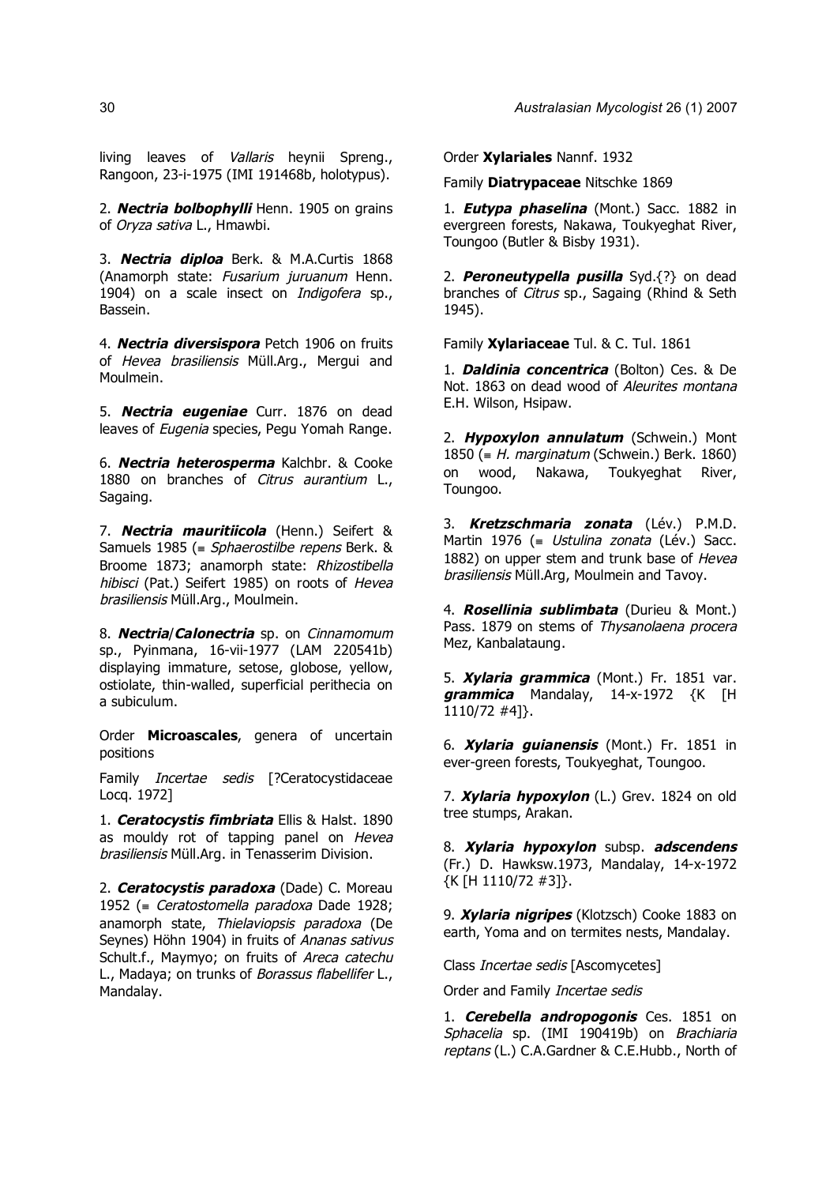living leaves of *Vallaris* heynii Spreng., Rangoon, 23-i-1975 (IMI 191468b, holotypus).

2. ***Nectria bolbophylli*** Henn. 1905 on grains of *Oryza sativa* L., Hmawbi.

3. ***Nectria diploa*** Berk. & M.A.Curtis 1868 (Anamorph state: *Fusarium juruanum* Henn. 1904) on a scale insect on *Indigofera* sp., Bassein.

4. ***Nectria diversispora*** Petch 1906 on fruits of *Hevea brasiliensis* Müll.Arg., Mergui and Moulmein.

5. ***Nectria eugeniae*** Curr. 1876 on dead leaves of *Eugenia* species, Pegu Yomah Range.

6. ***Nectria heterosperma*** Kalchbr. & Cooke 1880 on branches of *Citrus aurantium* L., Sagaing.

7. ***Nectria mauritiicola*** (Henn.) Seifert & Samuels 1985 (≡ *Sphaerostilbe repens* Berk. & Broome 1873; anamorph state: *Rhizostibella hibisci* (Pat.) Seifert 1985) on roots of *Hevea brasiliensis* Müll.Arg., Moulmein.

8. ***Nectria*/*Calonectria*** sp. on *Cinnamomum* sp., Pyinmana, 16-vii-1977 (LAM 220541b) displaying immature, setose, globose, yellow, ostiolate, thin-walled, superficial perithecia on a subiculum.

Order **Microascales**, genera of uncertain positions

Family *Incertae sedis* [?Ceratocystidaceae Locq. 1972]

1. ***Ceratocystis fimbriata*** Ellis & Halst. 1890 as mouldy rot of tapping panel on *Hevea brasiliensis* Müll.Arg. in Tenasserim Division.

2. ***Ceratocystis paradoxa*** (Dade) C. Moreau 1952 (≡ *Ceratostomella paradoxa* Dade 1928; anamorph state, *Thielaviopsis paradoxa* (De Seynes) Höhn 1904) in fruits of *Ananas sativus* Schult.f., Maymyo; on fruits of *Areca catechu* L., Madaya; on trunks of *Borassus flabellifer* L., Mandalay.

Order **Xylariales** Nannf. 1932

Family **Diatrypaceae** Nitschke 1869

1. ***Eutypa phaselina*** (Mont.) Sacc. 1882 in evergreen forests, Nakawa, Toukyeghat River, Toungoo (Butler & Bisby 1931).

2. ***Peroneutypella pusilla*** Syd.{?} on dead branches of *Citrus* sp., Sagaing (Rhind & Seth 1945).

Family **Xylariaceae** Tul. & C. Tul. 1861

1. ***Daldinia concentrica*** (Bolton) Ces. & De Not. 1863 on dead wood of *Aleurites montana* E.H. Wilson, Hsipaw.

2. ***Hypoxylon annulatum*** (Schwein.) Mont 1850 (≡ *H. marginatum* (Schwein.) Berk. 1860) on wood, Nakawa, Toukyeghat River, Toungoo.

3. ***Kretzschmaria zonata*** (Lév.) P.M.D. Martin 1976 (≡ *Ustulina zonata* (Lév.) Sacc. 1882) on upper stem and trunk base of *Hevea brasiliensis* Müll.Arg, Moulmein and Tavoy.

4. ***Rosellinia sublimbata*** (Durieu & Mont.) Pass. 1879 on stems of *Thysanolaena procera* Mez, Kanbalataung.

5. ***Xylaria grammica*** (Mont.) Fr. 1851 var. ***grammica*** Mandalay, 14-x-1972 {K [H 1110/72 #4]}.

6. ***Xylaria guianensis*** (Mont.) Fr. 1851 in ever-green forests, Toukyeghat, Toungoo.

7. ***Xylaria hypoxylon*** (L.) Grev. 1824 on old tree stumps, Arakan.

8. ***Xylaria hypoxylon*** subsp. ***adscendens*** (Fr.) D. Hawksw.1973, Mandalay, 14-x-1972 {K [H 1110/72 #3]}.

9. ***Xylaria nigripes*** (Klotzsch) Cooke 1883 on earth, Yoma and on termites nests, Mandalay.

Class *Incertae sedis* [Ascomycetes]

Order and Family *Incertae sedis*

1. ***Cerebella andropogonis*** Ces. 1851 on *Sphacelia* sp. (IMI 190419b) on *Brachiaria reptans* (L.) C.A.Gardner & C.E.Hubb., North of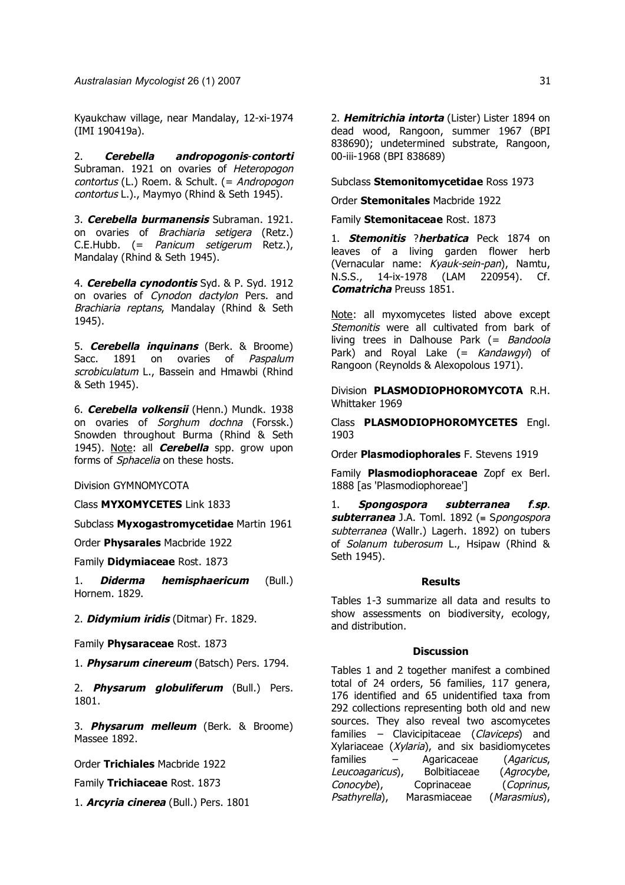Kyaukchaw village, near Mandalay, 12-xi-1974 (IMI 190419a).

2. ***Cerebella andropogonis*-*contorti*** Subraman. 1921 on ovaries of *Heteropogon contortus* (L.) Roem. & Schult. (= *Andropogon contortus* L.)., Maymyo (Rhind & Seth 1945).

3. ***Cerebella burmanensis*** Subraman. 1921. on ovaries of *Brachiaria setigera* (Retz.) C.E.Hubb. (= *Panicum setigerum* Retz.), Mandalay (Rhind & Seth 1945).

4. ***Cerebella cynodontis*** Syd. & P. Syd. 1912 on ovaries of *Cynodon dactylon* Pers. and *Brachiaria reptans*, Mandalay (Rhind & Seth 1945).

5. ***Cerebella inquinans*** (Berk. & Broome) Sacc. 1891 on ovaries of *Paspalum scrobiculatum* L., Bassein and Hmawbi (Rhind & Seth 1945).

6. ***Cerebella volkensii*** (Henn.) Mundk. 1938 on ovaries of *Sorghum dochna* (Forssk.) Snowden throughout Burma (Rhind & Seth 1945). Note: all ***Cerebella*** spp. grow upon forms of *Sphacelia* on these hosts.

Division GYMNOMYCOTA

Class **MYXOMYCETES** Link 1833

Subclass **Myxogastromycetidae** Martin 1961

Order **Physarales** Macbride 1922

Family **Didymiaceae** Rost. 1873

1. ***Diderma hemisphaericum*** (Bull.) Hornem. 1829.

2. ***Didymium iridis*** (Ditmar) Fr. 1829.

Family **Physaraceae** Rost. 1873

1. ***Physarum cinereum*** (Batsch) Pers. 1794.

2. ***Physarum globuliferum*** (Bull.) Pers. 1801.

3. ***Physarum melleum*** (Berk. & Broome) Massee 1892.

Order **Trichiales** Macbride 1922

Family **Trichiaceae** Rost. 1873

1. ***Arcyria cinerea*** (Bull.) Pers. 1801

2. ***Hemitrichia intorta*** (Lister) Lister 1894 on dead wood, Rangoon, summer 1967 (BPI 838690); undetermined substrate, Rangoon, 00-iii-1968 (BPI 838689)

Subclass **Stemonitomycetidae** Ross 1973

Order **Stemonitales** Macbride 1922

Family **Stemonitaceae** Rost. 1873

1. ***Stemonitis*** ?***herbatica*** Peck 1874 on leaves of a living garden flower herb (Vernacular name: *Kyauk-sein-pan*), Namtu, N.S.S., 14-ix-1978 (LAM 220954). Cf. ***Comatricha*** Preuss 1851.

Note: all myxomycetes listed above except *Stemonitis* were all cultivated from bark of living trees in Dalhouse Park (= *Bandoola* Park) and Royal Lake (= *Kandawgyi*) of Rangoon (Reynolds & Alexopolous 1971).

Division **PLASMODIOPHOROMYCOTA** R.H. Whittaker 1969

Class **PLASMODIOPHOROMYCETES** Engl. 1903

Order **Plasmodiophorales** F. Stevens 1919

Family **Plasmodiophoraceae** Zopf ex Berl. 1888 [as 'Plasmodiophoreae']

1. ***Spongospora subterranea f.sp. subterranea*** J.A. Toml. 1892 (≡ *Spongospora subterranea* (Wallr.) Lagerh. 1892) on tubers of *Solanum tuberosum* L., Hsipaw (Rhind & Seth 1945).

## Results

Tables 1-3 summarize all data and results to show assessments on biodiversity, ecology, and distribution.

## Discussion

Tables 1 and 2 together manifest a combined total of 24 orders, 56 families, 117 genera, 176 identified and 65 unidentified taxa from 292 collections representing both old and new sources. They also reveal two ascomycetes families – Clavicipitaceae (*Claviceps*) and Xylariaceae (*Xylaria*), and six basidiomycetes families – Agaricaceae (*Agaricus*, *Leucoagaricus*), Bolbitiaceae (*Agrocybe*, *Conocybe*), Coprinaceae (*Coprinus*, *Psathyrella*), Marasmiaceae (*Marasmius*),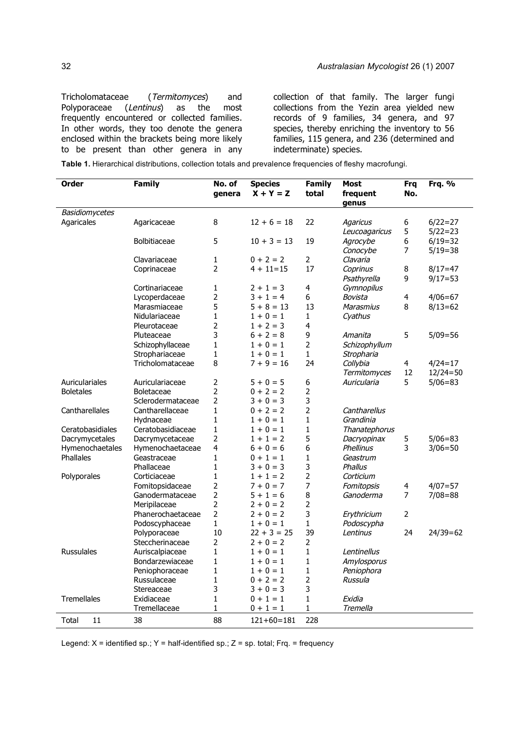Tricholomataceae (*Termitomyces*) and Polyporaceae (*Lentinus*) as the most frequently encountered or collected families. In other words, they too denote the genera enclosed within the brackets being more likely to be present than other genera in any collection of that family. The larger fungi collections from the Yezin area yielded new records of 9 families, 34 genera, and 97 species, thereby enriching the inventory to 56 families, 115 genera, and 236 (determined and indeterminate) species.

**Table 1.** Hierarchical distributions, collection totals and prevalence frequencies of fleshy macrofungi.

| Order | Family | No. of genera | Species X + Y = Z | Family total | Most frequent genus | Frq No. | Frq. % |
|---|---|---|---|---|---|---|---|
| *Basidiomycetes* | | | | | | | |
| Agaricales | Agaricaceae | 8 | 12 + 6 = 18 | 22 | *Agaricus* | 6 | 6/22=27 |
| | | | | | *Leucoagaricus* | 5 | 5/22=23 |
| | Bolbitiaceae | 5 | 10 + 3 = 13 | 19 | *Agrocybe* | 6 | 6/19=32 |
| | | | | | *Conocybe* | 7 | 5/19=38 |
| | Clavariaceae | 1 | 0 + 2 = 2 | 2 | *Clavaria* | | |
| | Coprinaceae | 2 | 4 + 11=15 | 17 | *Coprinus* | 8 | 8/17=47 |
| | | | | | *Psathyrella* | 9 | 9/17=53 |
| | Cortinariaceae | 1 | 2 + 1 = 3 | 4 | *Gymnopilus* | | |
| | Lycoperdaceae | 2 | 3 + 1 = 4 | 6 | *Bovista* | 4 | 4/06=67 |
| | Marasmiaceae | 5 | 5 + 8 = 13 | 13 | *Marasmius* | 8 | 8/13=62 |
| | Nidulariaceae | 1 | 1 + 0 = 1 | 1 | *Cyathus* | | |
| | Pleurotaceae | 2 | 1 + 2 = 3 | 4 | | | |
| | Pluteaceae | 3 | 6 + 2 = 8 | 9 | *Amanita* | 5 | 5/09=56 |
| | Schizophyllaceae | 1 | 1 + 0 = 1 | 2 | *Schizophyllum* | | |
| | Strophariaceae | 1 | 1 + 0 = 1 | 1 | *Stropharia* | | |
| | Tricholomataceae | 8 | 7 + 9 = 16 | 24 | *Collybia* | 4 | 4/24=17 |
| | | | | | *Termitomyces* | 12 | 12/24=50 |
| Auriculariales | Auriculariaceae | 2 | 5 + 0 = 5 | 6 | *Auricularia* | 5 | 5/06=83 |
| Boletales | Boletaceae | 2 | 0 + 2 = 2 | 2 | | | |
| | Sclerodermataceae | 2 | 3 + 0 = 3 | 3 | | | |
| Cantharellales | Cantharellaceae | 1 | 0 + 2 = 2 | 2 | *Cantharellus* | | |
| | Hydnaceae | 1 | 1 + 0 = 1 | 1 | *Grandinia* | | |
| Ceratobasidiales | Ceratobasidiaceae | 1 | 1 + 0 = 1 | 1 | *Thanatephorus* | | |
| Dacrymycetales | Dacrymycetaceae | 2 | 1 + 1 = 2 | 5 | *Dacryopinax* | 5 | 5/06=83 |
| Hymenochaetales | Hymenochaetaceae | 4 | 6 + 0 = 6 | 6 | *Phellinus* | 3 | 3/06=50 |
| Phallales | Geastraceae | 1 | 0 + 1 = 1 | 1 | *Geastrum* | | |
| | Phallaceae | 1 | 3 + 0 = 3 | 3 | *Phallus* | | |
| Polyporales | Corticiaceae | 1 | 1 + 1 = 2 | 2 | *Corticium* | | |
| | Fomitopsidaceae | 2 | 7 + 0 = 7 | 7 | *Fomitopsis* | 4 | 4/07=57 |
| | Ganodermataceae | 2 | 5 + 1 = 6 | 8 | *Ganoderma* | 7 | 7/08=88 |
| | Meripilaceae | 2 | 2 + 0 = 2 | 2 | | | |
| | Phanerochaetaceae | 2 | 2 + 0 = 2 | 3 | *Erythricium* | 2 | |
| | Podoscyphaceae | 1 | 1 + 0 = 1 | 1 | *Podoscypha* | | |
| | Polyporaceae | 10 | 22 + 3 = 25 | 39 | *Lentinus* | 24 | 24/39=62 |
| | Steccherinaceae | 2 | 2 + 0 = 2 | 2 | | | |
| Russulales | Auriscalpiaceae | 1 | 1 + 0 = 1 | 1 | *Lentinellus* | | |
| | Bondarzewiaceae | 1 | 1 + 0 = 1 | 1 | *Amylosporus* | | |
| | Peniophoraceae | 1 | 1 + 0 = 1 | 1 | *Peniophora* | | |
| | Russulaceae | 1 | 0 + 2 = 2 | 2 | *Russula* | | |
| | Stereaceae | 3 | 3 + 0 = 3 | 3 | | | |
| Tremellales | Exidiaceae | 1 | 0 + 1 = 1 | 1 | *Exidia* | | |
| | Tremellaceae | 1 | 0 + 1 = 1 | 1 | *Tremella* | | |
| Total 11 | 38 | 88 | 121+60=181 | 228 | | | |

Legend: X = identified sp.; Y = half-identified sp.; Z = sp. total; Frq. = frequency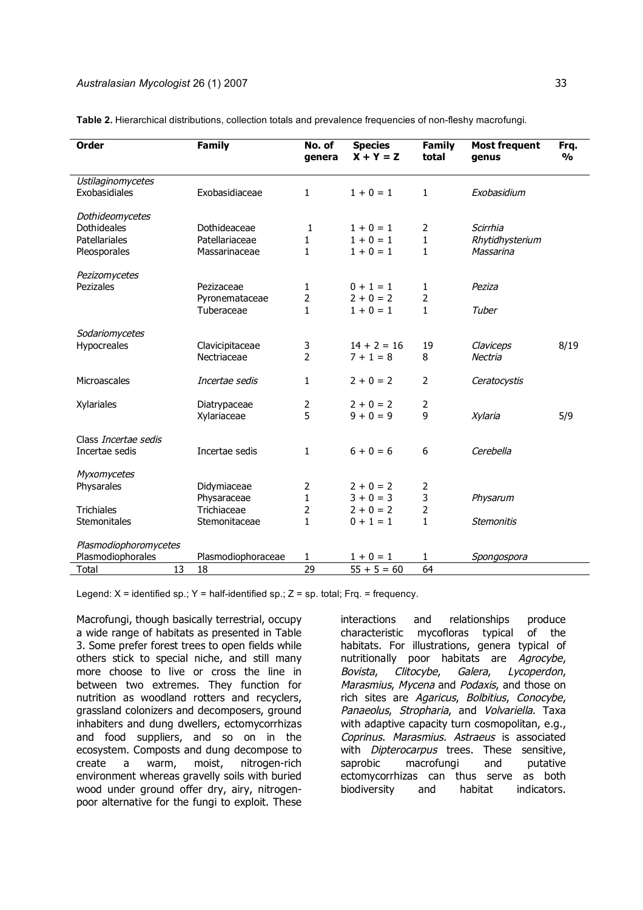**Table 2.** Hierarchical distributions, collection totals and prevalence frequencies of non-fleshy macrofungi.

| Order | Family | No. of genera | Species X + Y = Z | Family total | Most frequent genus | Frq. % |
|---|---|---|---|---|---|---|
| *Ustilaginomycetes* | | | | | | |
| Exobasidiales | Exobasidiaceae | 1 | 1 + 0 = 1 | 1 | *Exobasidium* | |
| *Dothideomycetes* | | | | | | |
| Dothideales | Dothideaceae | 1 | 1 + 0 = 1 | 2 | *Scirrhia* | |
| Patellariales | Patellariaceae | 1 | 1 + 0 = 1 | 1 | *Rhytidhysterium* | |
| Pleosporales | Massarinaceae | 1 | 1 + 0 = 1 | 1 | *Massarina* | |
| *Pezizomycetes* | | | | | | |
| Pezizales | Pezizaceae | 1 | 0 + 1 = 1 | 1 | *Peziza* | |
| | Pyronemataceae | 2 | 2 + 0 = 2 | 2 | | |
| | Tuberaceae | 1 | 1 + 0 = 1 | 1 | *Tuber* | |
| *Sodariomycetes* | | | | | | |
| Hypocreales | Clavicipitaceae | 3 | 14 + 2 = 16 | 19 | *Claviceps* | 8/19 |
| | Nectriaceae | 2 | 7 + 1 = 8 | 8 | *Nectria* | |
| Microascales | *Incertae sedis* | 1 | 2 + 0 = 2 | 2 | *Ceratocystis* | |
| Xylariales | Diatrypaceae | 2 | 2 + 0 = 2 | 2 | | |
| | Xylariaceae | 5 | 9 + 0 = 9 | 9 | *Xylaria* | 5/9 |
| Class *Incertae sedis* | | | | | | |
| Incertae sedis | Incertae sedis | 1 | 6 + 0 = 6 | 6 | *Cerebella* | |
| *Myxomycetes* | | | | | | |
| Physarales | Didymiaceae | 2 | 2 + 0 = 2 | 2 | | |
| | Physaraceae | 1 | 3 + 0 = 3 | 3 | *Physarum* | |
| Trichiales | Trichiaceae | 2 | 2 + 0 = 2 | 2 | | |
| Stemonitales | Stemonitaceae | 1 | 0 + 1 = 1 | 1 | *Stemonitis* | |
| *Plasmodiophoromycetes* | | | | | | |
| Plasmodiophorales | Plasmodiophoraceae | 1 | 1 + 0 = 1 | 1 | *Spongospora* | |
| Total 13 | 18 | 29 | 55 + 5 = 60 | 64 | | |

Legend: X = identified sp.; Y = half-identified sp.; Z = sp. total; Frq. = frequency.

Macrofungi, though basically terrestrial, occupy a wide range of habitats as presented in Table 3. Some prefer forest trees to open fields while others stick to special niche, and still many more choose to live or cross the line in between two extremes. They function for nutrition as woodland rotters and recyclers, grassland colonizers and decomposers, ground inhabiters and dung dwellers, ectomycorrhizas and food suppliers, and so on in the ecosystem. Composts and dung decompose to create a warm, moist, nitrogen-rich environment whereas gravelly soils with buried wood under ground offer dry, airy, nitrogen-poor alternative for the fungi to exploit. These interactions and relationships produce characteristic mycofloras typical of the habitats. For illustrations, genera typical of nutritionally poor habitats are *Agrocybe*, *Bovista*, *Clitocybe*, *Galera*, *Lycoperdon*, *Marasmius*, *Mycena* and *Podaxis*, and those on rich sites are *Agaricus*, *Bolbitius*, *Conocybe*, *Panaeolus*, *Stropharia*, and *Volvariella*. Taxa with adaptive capacity turn cosmopolitan, e.g., *Coprinus*. *Marasmius*. *Astraeus* is associated with *Dipterocarpus* trees. These sensitive, saprobic macrofungi and putative ectomycorrhizas can thus serve as both biodiversity and habitat indicators.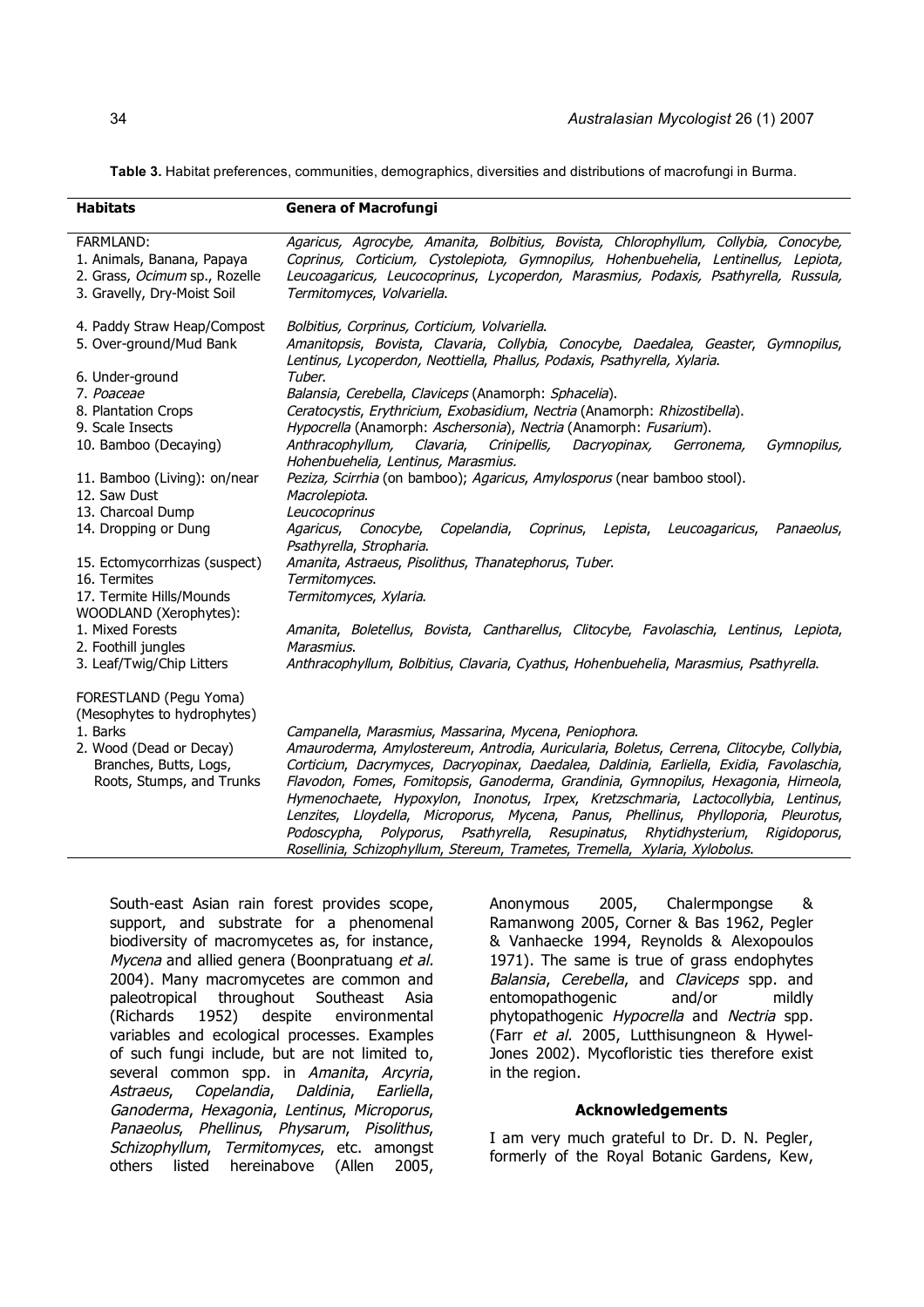**Table 3.** Habitat preferences, communities, demographics, diversities and distributions of macrofungi in Burma.

| Habitats | Genera of Macrofungi |
|---|---|
| FARMLAND:<br>1. Animals, Banana, Papaya<br>2. Grass, *Ocimum* sp., Rozelle<br>3. Gravelly, Dry-Moist Soil | *Agaricus, Agrocybe, Amanita, Bolbitius, Bovista, Chlorophyllum, Collybia, Conocybe, Coprinus, Corticium, Cystolepiota, Gymnopilus, Hohenbuehelia, Lentinellus, Lepiota, Leucoagaricus, Leucocoprinus, Lycoperdon, Marasmius, Podaxis, Psathyrella, Russula, Termitomyces, Volvariella.* |
| 4. Paddy Straw Heap/Compost | *Bolbitius, Corprinus, Corticium, Volvariella.* |
| 5. Over-ground/Mud Bank | *Amanitopsis, Bovista, Clavaria, Collybia, Conocybe, Daedalea, Geaster, Gymnopilus, Lentinus, Lycoperdon, Neottiella, Phallus, Podaxis, Psathyrella, Xylaria.* |
| 6. Under-ground | *Tuber.* |
| 7. *Poaceae* | *Balansia, Cerebella, Claviceps* (Anamorph: *Sphacelia*). |
| 8. Plantation Crops | *Ceratocystis, Erythricium, Exobasidium, Nectria* (Anamorph: *Rhizostibella*). |
| 9. Scale Insects | *Hypocrella* (Anamorph: *Aschersonia*), *Nectria* (Anamorph: *Fusarium*). |
| 10. Bamboo (Decaying) | *Anthracophyllum, Clavaria, Crinipellis, Dacryopinax, Gerronema, Gymnopilus, Hohenbuehelia, Lentinus, Marasmius.* |
| 11. Bamboo (Living): on/near | *Peziza, Scirrhia* (on bamboo); *Agaricus, Amylosporus* (near bamboo stool). |
| 12. Saw Dust | *Macrolepiota.* |
| 13. Charcoal Dump | *Leucocoprinus* |
| 14. Dropping or Dung | *Agaricus, Conocybe, Copelandia, Coprinus, Lepista, Leucoagaricus, Panaeolus, Psathyrella, Stropharia.* |
| 15. Ectomycorrhizas (suspect) | *Amanita, Astraeus, Pisolithus, Thanatephorus, Tuber.* |
| 16. Termites | *Termitomyces.* |
| 17. Termite Hills/Mounds | *Termitomyces, Xylaria.* |
| WOODLAND (Xerophytes):<br>1. Mixed Forests<br>2. Foothill jungles | *Amanita, Boletellus, Bovista, Cantharellus, Clitocybe, Favolaschia, Lentinus, Lepiota, Marasmius.* |
| 3. Leaf/Twig/Chip Litters | *Anthracophyllum, Bolbitius, Clavaria, Cyathus, Hohenbuehelia, Marasmius, Psathyrella.* |
| FORESTLAND (Pegu Yoma)<br>(Mesophytes to hydrophytes) | |
| 1. Barks | *Campanella, Marasmius, Massarina, Mycena, Peniophora.* |
| 2. Wood (Dead or Decay)<br>Branches, Butts, Logs,<br>Roots, Stumps, and Trunks | *Amauroderma, Amylostereum, Antrodia, Auricularia, Boletus, Cerrena, Clitocybe, Collybia, Corticium, Dacrymyces, Dacryopinax, Daedalea, Daldinia, Earliella, Exidia, Favolaschia, Flavodon, Fomes, Fomitopsis, Ganoderma, Grandinia, Gymnopilus, Hexagonia, Hirneola, Hymenochaete, Hypoxylon, Inonotus, Irpex, Kretzschmaria, Lactocollybia, Lentinus, Lenzites, Lloydella, Microporus, Mycena, Panus, Phellinus, Phylloporia, Pleurotus, Podoscypha, Polyporus, Psathyrella, Resupinatus, Rhytidhysterium, Rigidoporus, Rosellinia, Schizophyllum, Stereum, Trametes, Tremella, Xylaria, Xylobolus.* |

South-east Asian rain forest provides scope, support, and substrate for a phenomenal biodiversity of macromycetes as, for instance, *Mycena* and allied genera (Boonpratuang *et al.* 2004). Many macromycetes are common and paleotropical throughout Southeast Asia (Richards 1952) despite environmental variables and ecological processes. Examples of such fungi include, but are not limited to, several common spp. in *Amanita*, *Arcyria*, *Astraeus*, *Copelandia*, *Daldinia*, *Earliella*, *Ganoderma*, *Hexagonia*, *Lentinus*, *Microporus*, *Panaeolus*, *Phellinus*, *Physarum*, *Pisolithus*, *Schizophyllum*, *Termitomyces*, etc. amongst others listed hereinabove (Allen 2005, Anonymous 2005, Chalermpongse & Ramanwong 2005, Corner & Bas 1962, Pegler & Vanhaecke 1994, Reynolds & Alexopoulos 1971). The same is true of grass endophytes *Balansia*, *Cerebella*, and *Claviceps* spp. and entomopathogenic and/or mildly phytopathogenic *Hypocrella* and *Nectria* spp. (Farr *et al.* 2005, Lutthisungneon & Hywel-Jones 2002). Mycofloristic ties therefore exist in the region.

## Acknowledgements

I am very much grateful to Dr. D. N. Pegler, formerly of the Royal Botanic Gardens, Kew,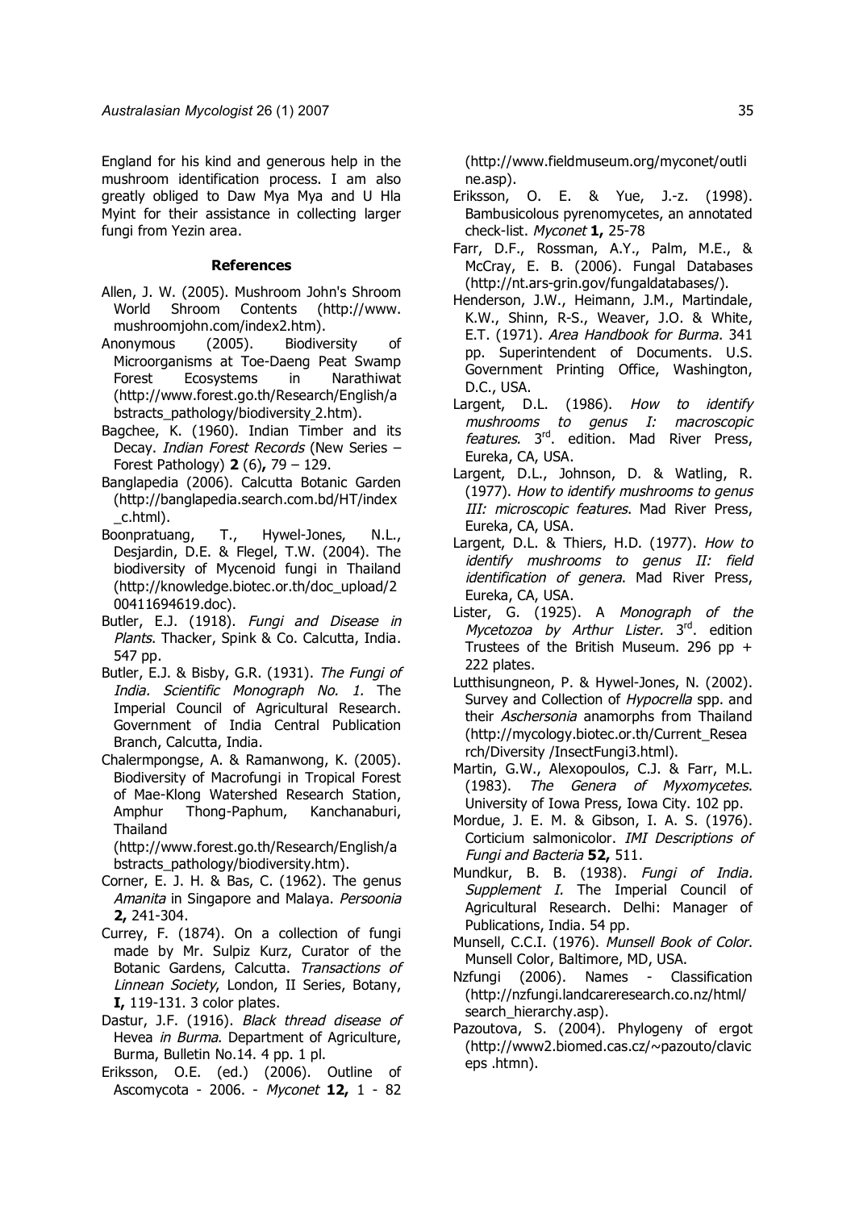England for his kind and generous help in the mushroom identification process. I am also greatly obliged to Daw Mya Mya and U Hla Myint for their assistance in collecting larger fungi from Yezin area.

### References

Allen, J. W. (2005). Mushroom John's Shroom World Shroom Contents (http://www.mushroomjohn.com/index2.htm).

Anonymous (2005). Biodiversity of Microorganisms at Toe-Daeng Peat Swamp Forest Ecosystems in Narathiwat (http://www.forest.go.th/Research/English/abstracts_pathology/biodiversity_2.htm).

Bagchee, K. (1960). Indian Timber and its Decay. *Indian Forest Records* (New Series – Forest Pathology) **2** (6)**,** 79 – 129.

Banglapedia (2006). Calcutta Botanic Garden (http://banglapedia.search.com.bd/HT/index_c.html).

Boonpratuang, T., Hywel-Jones, N.L., Desjardin, D.E. & Flegel, T.W. (2004). The biodiversity of Mycenoid fungi in Thailand (http://knowledge.biotec.or.th/doc_upload/200411694619.doc).

Butler, E.J. (1918). *Fungi and Disease in Plants*. Thacker, Spink & Co. Calcutta, India. 547 pp.

Butler, E.J. & Bisby, G.R. (1931). *The Fungi of India. Scientific Monograph No. 1.* The Imperial Council of Agricultural Research. Government of India Central Publication Branch, Calcutta, India.

Chalermpongse, A. & Ramanwong, K. (2005). Biodiversity of Macrofungi in Tropical Forest of Mae-Klong Watershed Research Station, Amphur Thong-Paphum, Kanchanaburi, Thailand (http://www.forest.go.th/Research/English/abstracts_pathology/biodiversity.htm).

Corner, E. J. H. & Bas, C. (1962). The genus *Amanita* in Singapore and Malaya. *Persoonia* **2,** 241-304.

Currey, F. (1874). On a collection of fungi made by Mr. Sulpiz Kurz, Curator of the Botanic Gardens, Calcutta. *Transactions of Linnean Society*, London, II Series, Botany, **I,** 119-131. 3 color plates.

Dastur, J.F. (1916). *Black thread disease of* Hevea *in Burma*. Department of Agriculture, Burma, Bulletin No.14. 4 pp. 1 pl.

Eriksson, O.E. (ed.) (2006). Outline of Ascomycota - 2006. - *Myconet* **12,** 1 - 82 (http://www.fieldmuseum.org/myconet/outline.asp).

Eriksson, O. E. & Yue, J.-z. (1998). Bambusicolous pyrenomycetes, an annotated check-list. *Myconet* **1,** 25-78

Farr, D.F., Rossman, A.Y., Palm, M.E., & McCray, E. B. (2006). Fungal Databases (http://nt.ars-grin.gov/fungaldatabases/).

Henderson, J.W., Heimann, J.M., Martindale, K.W., Shinn, R-S., Weaver, J.O. & White, E.T. (1971). *Area Handbook for Burma*. 341 pp. Superintendent of Documents. U.S. Government Printing Office, Washington, D.C., USA.

Largent, D.L. (1986). *How to identify mushrooms to genus I: macroscopic features.* 3rd. edition. Mad River Press, Eureka, CA, USA.

Largent, D.L., Johnson, D. & Watling, R. (1977). *How to identify mushrooms to genus III: microscopic features*. Mad River Press, Eureka, CA, USA.

Largent, D.L. & Thiers, H.D. (1977). *How to identify mushrooms to genus II: field identification of genera*. Mad River Press, Eureka, CA, USA.

Lister, G. (1925). A *Monograph of the Mycetozoa by Arthur Lister.* 3rd. edition Trustees of the British Museum. 296 pp + 222 plates.

Lutthisungneon, P. & Hywel-Jones, N. (2002). Survey and Collection of *Hypocrella* spp. and their *Aschersonia* anamorphs from Thailand (http://mycology.biotec.or.th/Current_Research/Diversity /InsectFungi3.html).

Martin, G.W., Alexopoulos, C.J. & Farr, M.L. (1983). *The Genera of Myxomycetes*. University of Iowa Press, Iowa City. 102 pp.

Mordue, J. E. M. & Gibson, I. A. S. (1976). Corticium salmonicolor. *IMI Descriptions of Fungi and Bacteria* **52,** 511.

Mundkur, B. B. (1938). *Fungi of India. Supplement I.* The Imperial Council of Agricultural Research. Delhi: Manager of Publications, India. 54 pp.

Munsell, C.C.I. (1976). *Munsell Book of Color*. Munsell Color, Baltimore, MD, USA.

Nzfungi (2006). Names - Classification (http://nzfungi.landcareresearch.co.nz/html/search_hierarchy.asp).

Pazoutova, S. (2004). Phylogeny of ergot (http://www2.biomed.cas.cz/~pazouto/claviceps .htmn).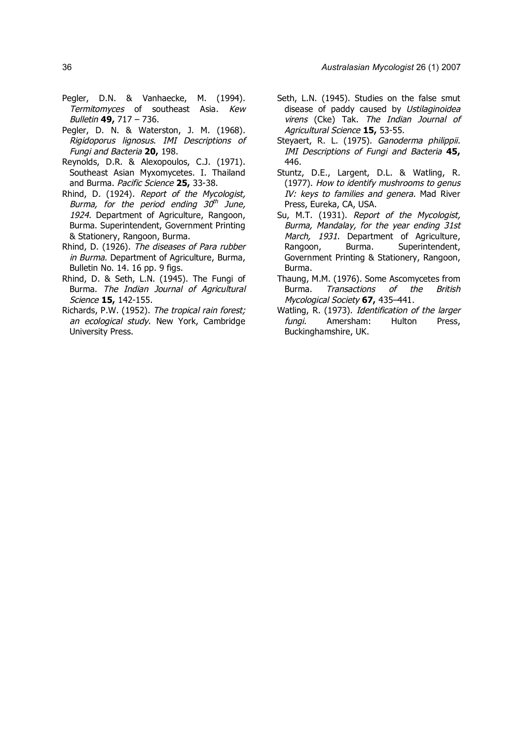Pegler, D.N. & Vanhaecke, M. (1994). *Termitomyces* of southeast Asia. *Kew Bulletin* **49,** 717 – 736.

Pegler, D. N. & Waterston, J. M. (1968). *Rigidoporus lignosus*. *IMI Descriptions of Fungi and Bacteria* **20,** 198.

Reynolds, D.R. & Alexopoulos, C.J. (1971). Southeast Asian Myxomycetes. I. Thailand and Burma. *Pacific Science* **25,** 33-38.

Rhind, D. (1924). *Report of the Mycologist, Burma, for the period ending 30th June, 1924*. Department of Agriculture, Rangoon, Burma. Superintendent, Government Printing & Stationery, Rangoon, Burma.

Rhind, D. (1926). *The diseases of Para rubber in Burma*. Department of Agriculture, Burma, Bulletin No. 14. 16 pp. 9 figs.

Rhind, D. & Seth, L.N. (1945). The Fungi of Burma. *The Indian Journal of Agricultural Science* **15,** 142-155.

Richards, P.W. (1952). *The tropical rain forest; an ecological study*. New York, Cambridge University Press.

Seth, L.N. (1945). Studies on the false smut disease of paddy caused by *Ustilaginoidea virens* (Cke) Tak. *The Indian Journal of Agricultural Science* **15,** 53-55.

Steyaert, R. L. (1975). *Ganoderma philippii*. *IMI Descriptions of Fungi and Bacteria* **45,** 446.

Stuntz, D.E., Largent, D.L. & Watling, R. (1977). *How to identify mushrooms to genus IV: keys to families and genera*. Mad River Press, Eureka, CA, USA.

Su, M.T. (1931). *Report of the Mycologist, Burma, Mandalay, for the year ending 31st March, 1931*. Department of Agriculture, Rangoon, Burma. Superintendent, Government Printing & Stationery, Rangoon, Burma.

Thaung, M.M. (1976). Some Ascomycetes from Burma. *Transactions of the British Mycological Society* **67,** 435–441.

Watling, R. (1973). *Identification of the larger fungi*. Amersham: Hulton Press, Buckinghamshire, UK.